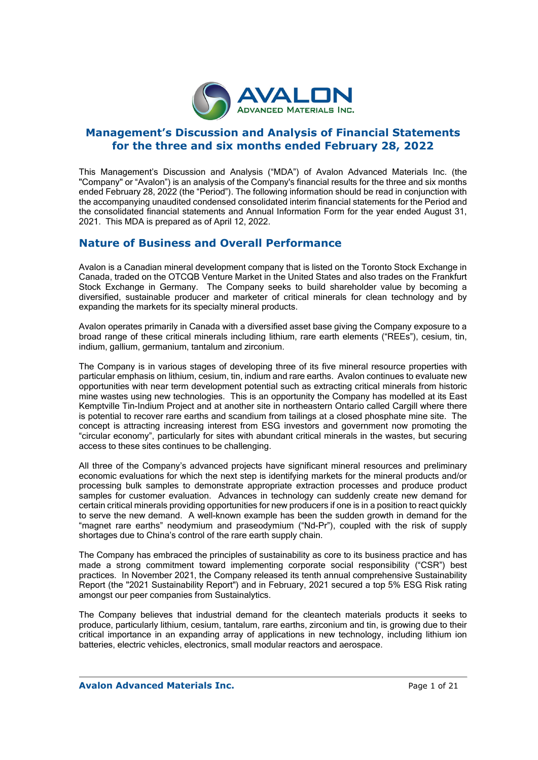# Management's Discussion and Analysis of Financial Statements for the three and six months ended February 28, 2022

This Management's Discussion and Analysis ("MDA") of Avalon Advanced Materials Inc. (the "Company" or "Avalon") is an analysis of the Company's financial results for the three and six months ended February 28, 2022 (the "Period"). The following information should be read in conjunction with the accompanying unaudited condensed consolidated interim financial statements for the Period and the consolidated financial statements and Annual Information Form for the year ended August 31, 2021. This MDA is prepared as of April 12, 2022.

## Nature of Business and Overall Performance

Avalon is a Canadian mineral development company that is listed on the Toronto Stock Exchange in Canada, traded on the OTCQB Venture Market in the United States and also trades on the Frankfurt Stock Exchange in Germany. The Company seeks to build shareholder value by becoming a diversified, sustainable producer and marketer of critical minerals for clean technology and by expanding the markets for its specialty mineral products.

Avalon operates primarily in Canada with a diversified asset base giving the Company exposure to a broad range of these critical minerals including lithium, rare earth elements ("REEs"), cesium, tin, indium, gallium, germanium, tantalum and zirconium.

The Company is in various stages of developing three of its five mineral resource properties with particular emphasis on lithium, cesium, tin, indium and rare earths. Avalon continues to evaluate new opportunities with near term development potential such as extracting critical minerals from historic mine wastes using new technologies. This is an opportunity the Company has modelled at its East Kemptville Tin-Indium Project and at another site in northeastern Ontario called Cargill where there is potential to recover rare earths and scandium from tailings at a closed phosphate mine site. The concept is attracting increasing interest from ESG investors and government now promoting the "circular economy", particularly for sites with abundant critical minerals in the wastes, but securing access to these sites continues to be challenging.

All three of the Company's advanced projects have significant mineral resources and preliminary economic evaluations for which the next step is identifying markets for the mineral products and/or processing bulk samples to demonstrate appropriate extraction processes and produce product samples for customer evaluation. Advances in technology can suddenly create new demand for certain critical minerals providing opportunities for new producers if one is in a position to react quickly to serve the new demand. A well-known example has been the sudden growth in demand for the "magnet rare earths" neodymium and praseodymium ("Nd-Pr"), coupled with the risk of supply shortages due to China's control of the rare earth supply chain.

The Company has embraced the principles of sustainability as core to its business practice and has made a strong commitment toward implementing corporate social responsibility ("CSR") best practices. In November 2021, the Company released its tenth annual comprehensive Sustainability Report (the "2021 Sustainability Report") and in February, 2021 secured a top 5% ESG Risk rating amongst our peer companies from Sustainalytics.

The Company believes that industrial demand for the cleantech materials products it seeks to produce, particularly lithium, cesium, tantalum, rare earths, zirconium and tin, is growing due to their critical importance in an expanding array of applications in new technology, including lithium ion batteries, electric vehicles, electronics, small modular reactors and aerospace.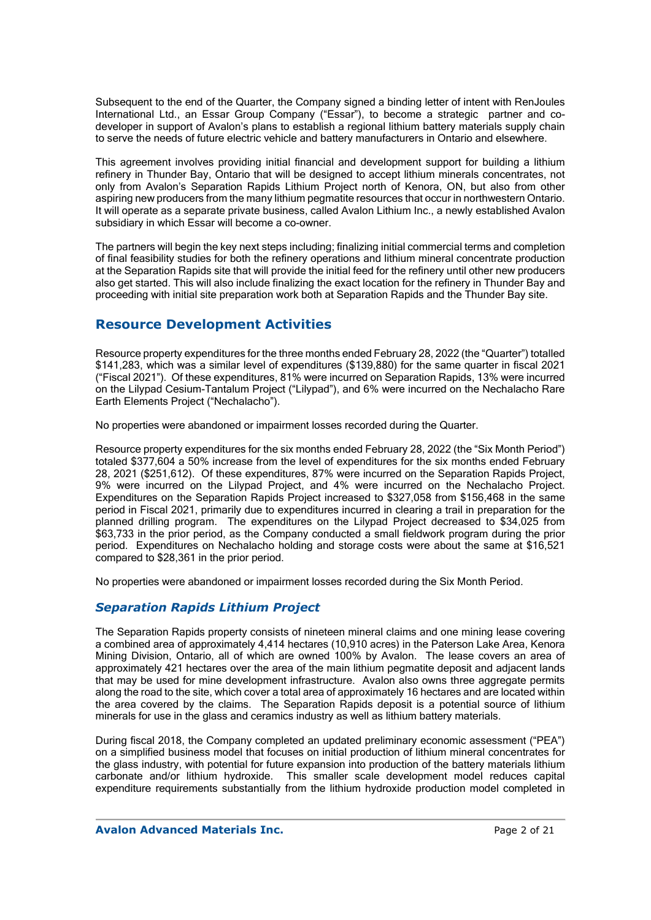Subsequent to the end of the Quarter, the Company signed a binding letter of intent with RenJoules International Ltd., an Essar Group Company ("Essar"), to become a strategic partner and co-developer in support of Avalon's plans to establish a regional lithium battery materials supply chain to serve the needs of future electric vehicle and battery manufacturers in Ontario and elsewhere.

This agreement involves providing initial financial and development support for building a lithium refinery in Thunder Bay, Ontario that will be designed to accept lithium minerals concentrates, not only from Avalon's Separation Rapids Lithium Project north of Kenora, ON, but also from other aspiring new producers from the many lithium pegmatite resources that occur in northwestern Ontario. It will operate as a separate private business, called Avalon Lithium Inc., a newly established Avalon subsidiary in which Essar will become a co-owner.

The partners will begin the key next steps including; finalizing initial commercial terms and completion of final feasibility studies for both the refinery operations and lithium mineral concentrate production at the Separation Rapids site that will provide the initial feed for the refinery until other new producers also get started. This will also include finalizing the exact location for the refinery in Thunder Bay and proceeding with initial site preparation work both at Separation Rapids and the Thunder Bay site.

## Resource Development Activities

Resource property expenditures for the three months ended February 28, 2022 (the "Quarter") totalled $141,283, which was a similar level of expenditures ($139,880) for the same quarter in fiscal 2021 ("Fiscal 2021"). Of these expenditures, 81% were incurred on Separation Rapids, 13% were incurred on the Lilypad Cesium-Tantalum Project ("Lilypad"), and 6% were incurred on the Nechalacho Rare Earth Elements Project ("Nechalacho").

No properties were abandoned or impairment losses recorded during the Quarter.

Resource property expenditures for the six months ended February 28, 2022 (the "Six Month Period") totaled $377,604 a 50% increase from the level of expenditures for the six months ended February 28, 2021 ($251,612). Of these expenditures, 87% were incurred on the Separation Rapids Project, 9% were incurred on the Lilypad Project, and 4% were incurred on the Nechalacho Project. Expenditures on the Separation Rapids Project increased to $327,058 from $156,468 in the same period in Fiscal 2021, primarily due to expenditures incurred in clearing a trail in preparation for the planned drilling program. The expenditures on the Lilypad Project decreased to $34,025 from $63,733 in the prior period, as the Company conducted a small fieldwork program during the prior period. Expenditures on Nechalacho holding and storage costs were about the same at $16,521 compared to $28,361 in the prior period.

No properties were abandoned or impairment losses recorded during the Six Month Period.

### *Separation Rapids Lithium Project*

The Separation Rapids property consists of nineteen mineral claims and one mining lease covering a combined area of approximately 4,414 hectares (10,910 acres) in the Paterson Lake Area, Kenora Mining Division, Ontario, all of which are owned 100% by Avalon. The lease covers an area of approximately 421 hectares over the area of the main lithium pegmatite deposit and adjacent lands that may be used for mine development infrastructure. Avalon also owns three aggregate permits along the road to the site, which cover a total area of approximately 16 hectares and are located within the area covered by the claims. The Separation Rapids deposit is a potential source of lithium minerals for use in the glass and ceramics industry as well as lithium battery materials.

During fiscal 2018, the Company completed an updated preliminary economic assessment ("PEA") on a simplified business model that focuses on initial production of lithium mineral concentrates for the glass industry, with potential for future expansion into production of the battery materials lithium carbonate and/or lithium hydroxide. This smaller scale development model reduces capital expenditure requirements substantially from the lithium hydroxide production model completed in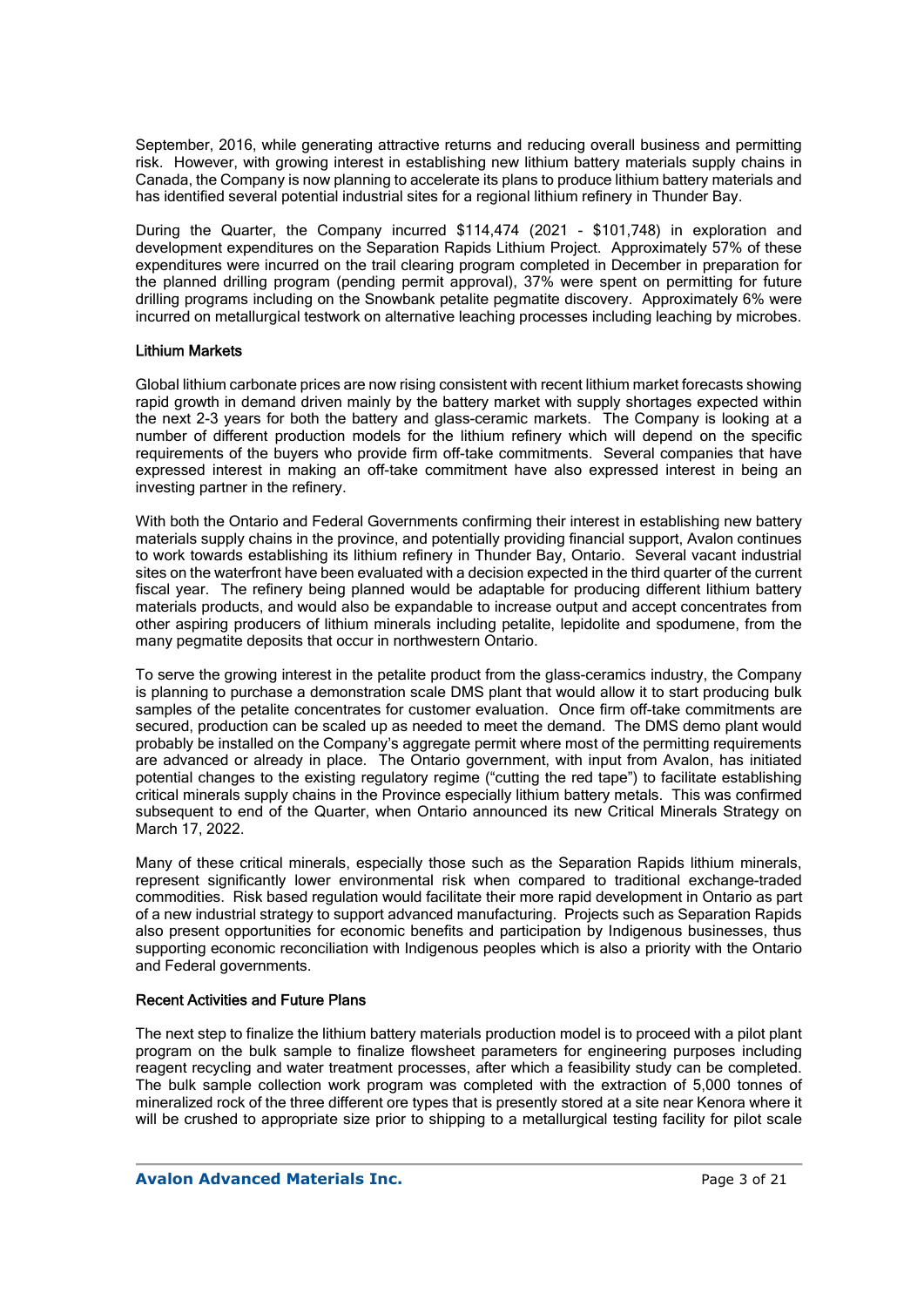September, 2016, while generating attractive returns and reducing overall business and permitting risk. However, with growing interest in establishing new lithium battery materials supply chains in Canada, the Company is now planning to accelerate its plans to produce lithium battery materials and has identified several potential industrial sites for a regional lithium refinery in Thunder Bay.

During the Quarter, the Company incurred $114,474 (2021 - $101,748) in exploration and development expenditures on the Separation Rapids Lithium Project. Approximately 57% of these expenditures were incurred on the trail clearing program completed in December in preparation for the planned drilling program (pending permit approval), 37% were spent on permitting for future drilling programs including on the Snowbank petalite pegmatite discovery. Approximately 6% were incurred on metallurgical testwork on alternative leaching processes including leaching by microbes.

### Lithium Markets

Global lithium carbonate prices are now rising consistent with recent lithium market forecasts showing rapid growth in demand driven mainly by the battery market with supply shortages expected within the next 2-3 years for both the battery and glass-ceramic markets. The Company is looking at a number of different production models for the lithium refinery which will depend on the specific requirements of the buyers who provide firm off-take commitments. Several companies that have expressed interest in making an off-take commitment have also expressed interest in being an investing partner in the refinery.

With both the Ontario and Federal Governments confirming their interest in establishing new battery materials supply chains in the province, and potentially providing financial support, Avalon continues to work towards establishing its lithium refinery in Thunder Bay, Ontario. Several vacant industrial sites on the waterfront have been evaluated with a decision expected in the third quarter of the current fiscal year. The refinery being planned would be adaptable for producing different lithium battery materials products, and would also be expandable to increase output and accept concentrates from other aspiring producers of lithium minerals including petalite, lepidolite and spodumene, from the many pegmatite deposits that occur in northwestern Ontario.

To serve the growing interest in the petalite product from the glass-ceramics industry, the Company is planning to purchase a demonstration scale DMS plant that would allow it to start producing bulk samples of the petalite concentrates for customer evaluation. Once firm off-take commitments are secured, production can be scaled up as needed to meet the demand. The DMS demo plant would probably be installed on the Company's aggregate permit where most of the permitting requirements are advanced or already in place. The Ontario government, with input from Avalon, has initiated potential changes to the existing regulatory regime ("cutting the red tape") to facilitate establishing critical minerals supply chains in the Province especially lithium battery metals. This was confirmed subsequent to end of the Quarter, when Ontario announced its new Critical Minerals Strategy on March 17, 2022.

Many of these critical minerals, especially those such as the Separation Rapids lithium minerals, represent significantly lower environmental risk when compared to traditional exchange-traded commodities. Risk based regulation would facilitate their more rapid development in Ontario as part of a new industrial strategy to support advanced manufacturing. Projects such as Separation Rapids also present opportunities for economic benefits and participation by Indigenous businesses, thus supporting economic reconciliation with Indigenous peoples which is also a priority with the Ontario and Federal governments.

### Recent Activities and Future Plans

The next step to finalize the lithium battery materials production model is to proceed with a pilot plant program on the bulk sample to finalize flowsheet parameters for engineering purposes including reagent recycling and water treatment processes, after which a feasibility study can be completed. The bulk sample collection work program was completed with the extraction of 5,000 tonnes of mineralized rock of the three different ore types that is presently stored at a site near Kenora where it will be crushed to appropriate size prior to shipping to a metallurgical testing facility for pilot scale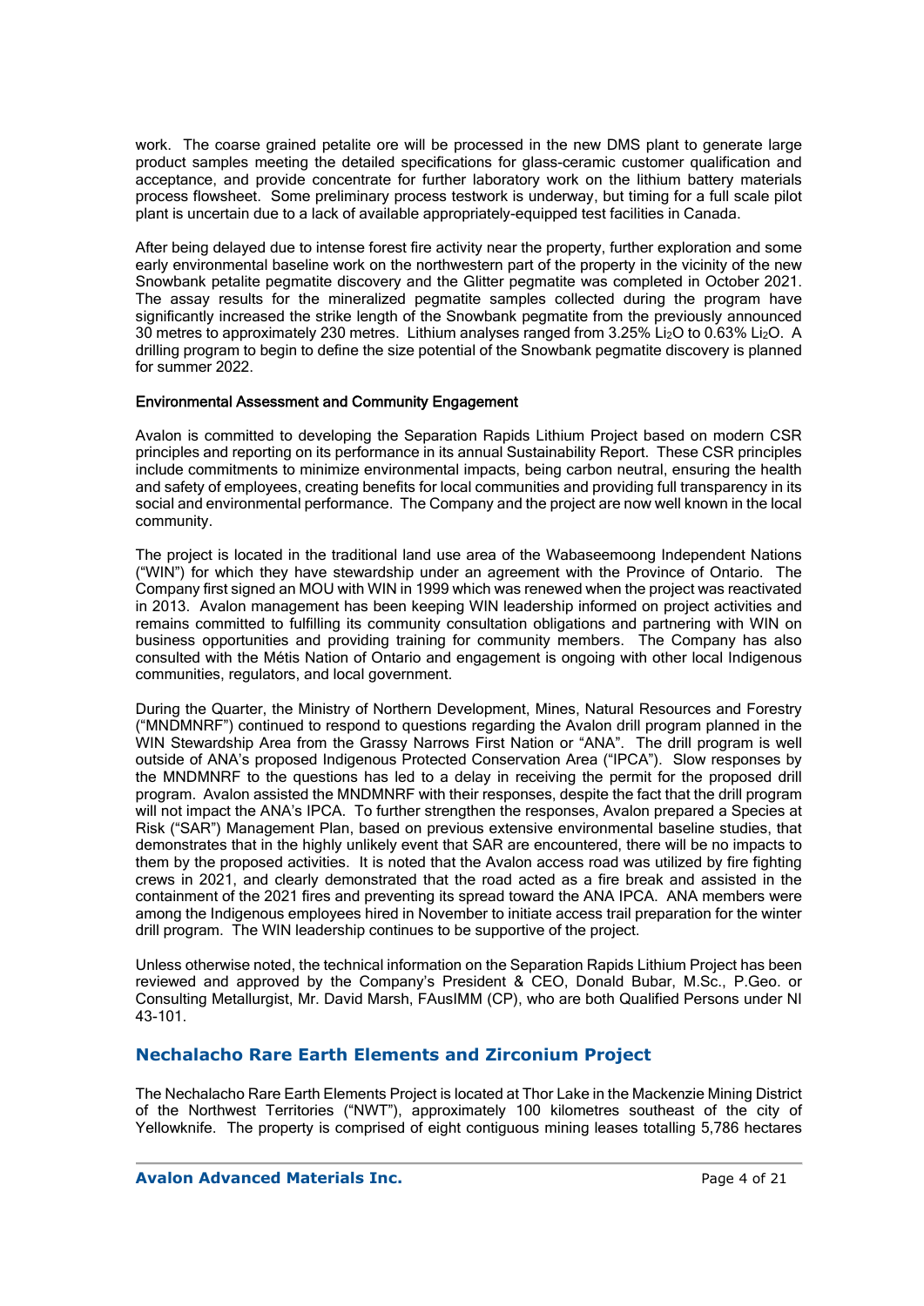work. The coarse grained petalite ore will be processed in the new DMS plant to generate large product samples meeting the detailed specifications for glass-ceramic customer qualification and acceptance, and provide concentrate for further laboratory work on the lithium battery materials process flowsheet. Some preliminary process testwork is underway, but timing for a full scale pilot plant is uncertain due to a lack of available appropriately-equipped test facilities in Canada.

After being delayed due to intense forest fire activity near the property, further exploration and some early environmental baseline work on the northwestern part of the property in the vicinity of the new Snowbank petalite pegmatite discovery and the Glitter pegmatite was completed in October 2021. The assay results for the mineralized pegmatite samples collected during the program have significantly increased the strike length of the Snowbank pegmatite from the previously announced 30 metres to approximately 230 metres. Lithium analyses ranged from 3.25% $Li_2O$ to 0.63% $Li_2O$. A drilling program to begin to define the size potential of the Snowbank pegmatite discovery is planned for summer 2022.

#### Environmental Assessment and Community Engagement

Avalon is committed to developing the Separation Rapids Lithium Project based on modern CSR principles and reporting on its performance in its annual Sustainability Report. These CSR principles include commitments to minimize environmental impacts, being carbon neutral, ensuring the health and safety of employees, creating benefits for local communities and providing full transparency in its social and environmental performance. The Company and the project are now well known in the local community.

The project is located in the traditional land use area of the Wabaseemoong Independent Nations ("WIN") for which they have stewardship under an agreement with the Province of Ontario. The Company first signed an MOU with WIN in 1999 which was renewed when the project was reactivated in 2013. Avalon management has been keeping WIN leadership informed on project activities and remains committed to fulfilling its community consultation obligations and partnering with WIN on business opportunities and providing training for community members. The Company has also consulted with the Métis Nation of Ontario and engagement is ongoing with other local Indigenous communities, regulators, and local government.

During the Quarter, the Ministry of Northern Development, Mines, Natural Resources and Forestry ("MNDMNRF") continued to respond to questions regarding the Avalon drill program planned in the WIN Stewardship Area from the Grassy Narrows First Nation or "ANA". The drill program is well outside of ANA's proposed Indigenous Protected Conservation Area ("IPCA"). Slow responses by the MNDMNRF to the questions has led to a delay in receiving the permit for the proposed drill program. Avalon assisted the MNDMNRF with their responses, despite the fact that the drill program will not impact the ANA's IPCA. To further strengthen the responses, Avalon prepared a Species at Risk ("SAR") Management Plan, based on previous extensive environmental baseline studies, that demonstrates that in the highly unlikely event that SAR are encountered, there will be no impacts to them by the proposed activities. It is noted that the Avalon access road was utilized by fire fighting crews in 2021, and clearly demonstrated that the road acted as a fire break and assisted in the containment of the 2021 fires and preventing its spread toward the ANA IPCA. ANA members were among the Indigenous employees hired in November to initiate access trail preparation for the winter drill program. The WIN leadership continues to be supportive of the project.

Unless otherwise noted, the technical information on the Separation Rapids Lithium Project has been reviewed and approved by the Company's President & CEO, Donald Bubar, M.Sc., P.Geo. or Consulting Metallurgist, Mr. David Marsh, FAusIMM (CP), who are both Qualified Persons under NI 43-101.

## Nechalacho Rare Earth Elements and Zirconium Project

The Nechalacho Rare Earth Elements Project is located at Thor Lake in the Mackenzie Mining District of the Northwest Territories ("NWT"), approximately 100 kilometres southeast of the city of Yellowknife. The property is comprised of eight contiguous mining leases totalling 5,786 hectares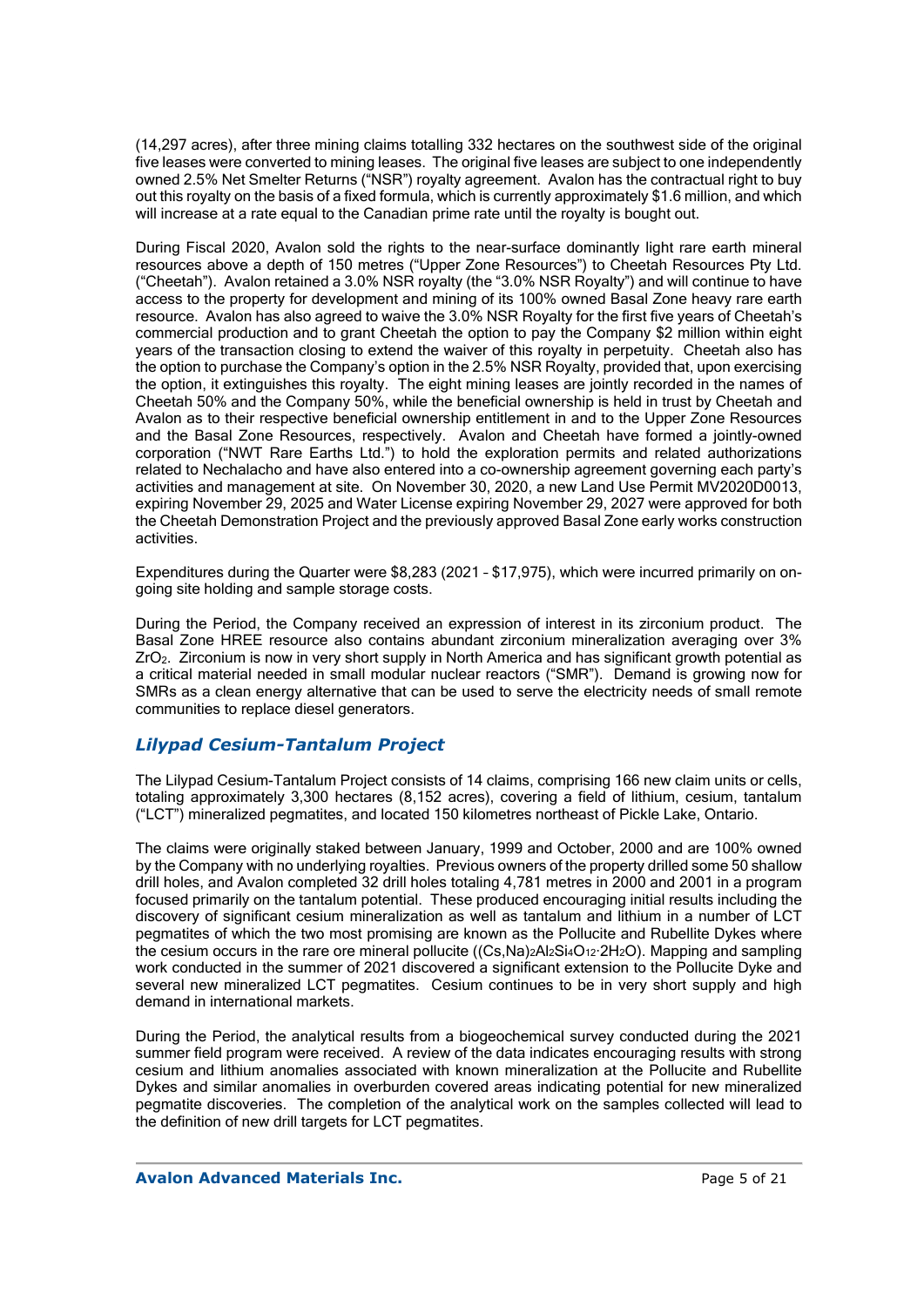(14,297 acres), after three mining claims totalling 332 hectares on the southwest side of the original five leases were converted to mining leases. The original five leases are subject to one independently owned 2.5% Net Smelter Returns ("NSR") royalty agreement. Avalon has the contractual right to buy out this royalty on the basis of a fixed formula, which is currently approximately $1.6 million, and which will increase at a rate equal to the Canadian prime rate until the royalty is bought out.

During Fiscal 2020, Avalon sold the rights to the near-surface dominantly light rare earth mineral resources above a depth of 150 metres ("Upper Zone Resources") to Cheetah Resources Pty Ltd. ("Cheetah"). Avalon retained a 3.0% NSR royalty (the "3.0% NSR Royalty") and will continue to have access to the property for development and mining of its 100% owned Basal Zone heavy rare earth resource. Avalon has also agreed to waive the 3.0% NSR Royalty for the first five years of Cheetah's commercial production and to grant Cheetah the option to pay the Company $2 million within eight years of the transaction closing to extend the waiver of this royalty in perpetuity. Cheetah also has the option to purchase the Company's option in the 2.5% NSR Royalty, provided that, upon exercising the option, it extinguishes this royalty. The eight mining leases are jointly recorded in the names of Cheetah 50% and the Company 50%, while the beneficial ownership is held in trust by Cheetah and Avalon as to their respective beneficial ownership entitlement in and to the Upper Zone Resources and the Basal Zone Resources, respectively. Avalon and Cheetah have formed a jointly-owned corporation ("NWT Rare Earths Ltd.") to hold the exploration permits and related authorizations related to Nechalacho and have also entered into a co-ownership agreement governing each party's activities and management at site. On November 30, 2020, a new Land Use Permit MV2020D0013, expiring November 29, 2025 and Water License expiring November 29, 2027 were approved for both the Cheetah Demonstration Project and the previously approved Basal Zone early works construction activities.

Expenditures during the Quarter were $8,283 (2021 – $17,975), which were incurred primarily on on-going site holding and sample storage costs.

During the Period, the Company received an expression of interest in its zirconium product. The Basal Zone HREE resource also contains abundant zirconium mineralization averaging over 3% $ZrO_2$. Zirconium is now in very short supply in North America and has significant growth potential as a critical material needed in small modular nuclear reactors ("SMR"). Demand is growing now for SMRs as a clean energy alternative that can be used to serve the electricity needs of small remote communities to replace diesel generators.

## *Lilypad Cesium-Tantalum Project*

The Lilypad Cesium-Tantalum Project consists of 14 claims, comprising 166 new claim units or cells, totaling approximately 3,300 hectares (8,152 acres), covering a field of lithium, cesium, tantalum ("LCT") mineralized pegmatites, and located 150 kilometres northeast of Pickle Lake, Ontario.

The claims were originally staked between January, 1999 and October, 2000 and are 100% owned by the Company with no underlying royalties. Previous owners of the property drilled some 50 shallow drill holes, and Avalon completed 32 drill holes totaling 4,781 metres in 2000 and 2001 in a program focused primarily on the tantalum potential. These produced encouraging initial results including the discovery of significant cesium mineralization as well as tantalum and lithium in a number of LCT pegmatites of which the two most promising are known as the Pollucite and Rubellite Dykes where the cesium occurs in the rare ore mineral pollucite ($(Cs,Na)_2Al_2Si_4O_{12}\cdot 2H_2O$). Mapping and sampling work conducted in the summer of 2021 discovered a significant extension to the Pollucite Dyke and several new mineralized LCT pegmatites. Cesium continues to be in very short supply and high demand in international markets.

During the Period, the analytical results from a biogeochemical survey conducted during the 2021 summer field program were received. A review of the data indicates encouraging results with strong cesium and lithium anomalies associated with known mineralization at the Pollucite and Rubellite Dykes and similar anomalies in overburden covered areas indicating potential for new mineralized pegmatite discoveries. The completion of the analytical work on the samples collected will lead to the definition of new drill targets for LCT pegmatites.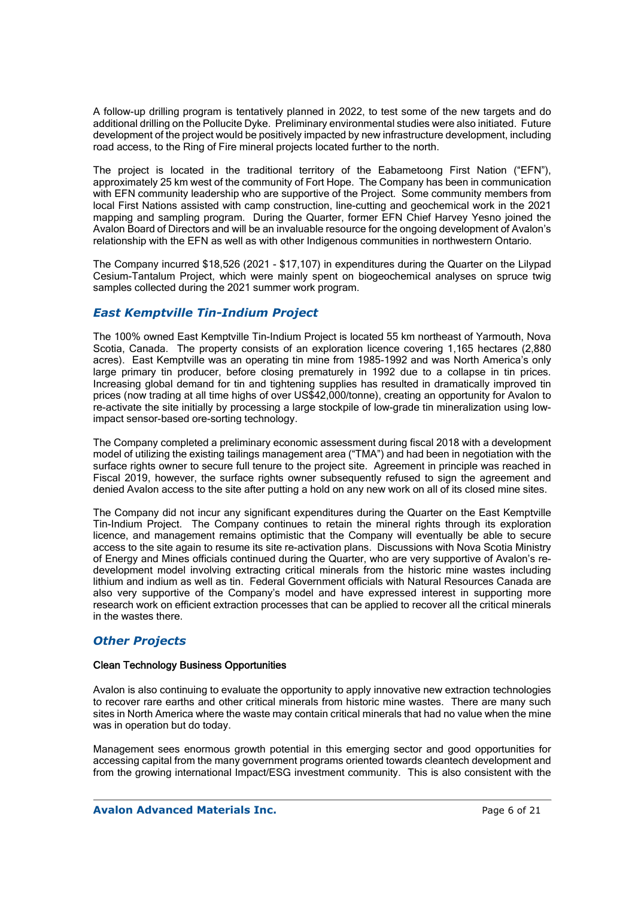A follow-up drilling program is tentatively planned in 2022, to test some of the new targets and do additional drilling on the Pollucite Dyke. Preliminary environmental studies were also initiated. Future development of the project would be positively impacted by new infrastructure development, including road access, to the Ring of Fire mineral projects located further to the north.

The project is located in the traditional territory of the Eabametoong First Nation ("EFN"), approximately 25 km west of the community of Fort Hope. The Company has been in communication with EFN community leadership who are supportive of the Project. Some community members from local First Nations assisted with camp construction, line-cutting and geochemical work in the 2021 mapping and sampling program. During the Quarter, former EFN Chief Harvey Yesno joined the Avalon Board of Directors and will be an invaluable resource for the ongoing development of Avalon's relationship with the EFN as well as with other Indigenous communities in northwestern Ontario.

The Company incurred $18,526 (2021 - $17,107) in expenditures during the Quarter on the Lilypad Cesium-Tantalum Project, which were mainly spent on biogeochemical analyses on spruce twig samples collected during the 2021 summer work program.

## *East Kemptville Tin-Indium Project*

The 100% owned East Kemptville Tin-Indium Project is located 55 km northeast of Yarmouth, Nova Scotia, Canada. The property consists of an exploration licence covering 1,165 hectares (2,880 acres). East Kemptville was an operating tin mine from 1985-1992 and was North America's only large primary tin producer, before closing prematurely in 1992 due to a collapse in tin prices. Increasing global demand for tin and tightening supplies has resulted in dramatically improved tin prices (now trading at all time highs of over US$42,000/tonne), creating an opportunity for Avalon to re-activate the site initially by processing a large stockpile of low-grade tin mineralization using low-impact sensor-based ore-sorting technology.

The Company completed a preliminary economic assessment during fiscal 2018 with a development model of utilizing the existing tailings management area ("TMA") and had been in negotiation with the surface rights owner to secure full tenure to the project site. Agreement in principle was reached in Fiscal 2019, however, the surface rights owner subsequently refused to sign the agreement and denied Avalon access to the site after putting a hold on any new work on all of its closed mine sites.

The Company did not incur any significant expenditures during the Quarter on the East Kemptville Tin-Indium Project. The Company continues to retain the mineral rights through its exploration licence, and management remains optimistic that the Company will eventually be able to secure access to the site again to resume its site re-activation plans. Discussions with Nova Scotia Ministry of Energy and Mines officials continued during the Quarter, who are very supportive of Avalon's re-development model involving extracting critical minerals from the historic mine wastes including lithium and indium as well as tin. Federal Government officials with Natural Resources Canada are also very supportive of the Company's model and have expressed interest in supporting more research work on efficient extraction processes that can be applied to recover all the critical minerals in the wastes there.

## *Other Projects*

### Clean Technology Business Opportunities

Avalon is also continuing to evaluate the opportunity to apply innovative new extraction technologies to recover rare earths and other critical minerals from historic mine wastes. There are many such sites in North America where the waste may contain critical minerals that had no value when the mine was in operation but do today.

Management sees enormous growth potential in this emerging sector and good opportunities for accessing capital from the many government programs oriented towards cleantech development and from the growing international Impact/ESG investment community. This is also consistent with the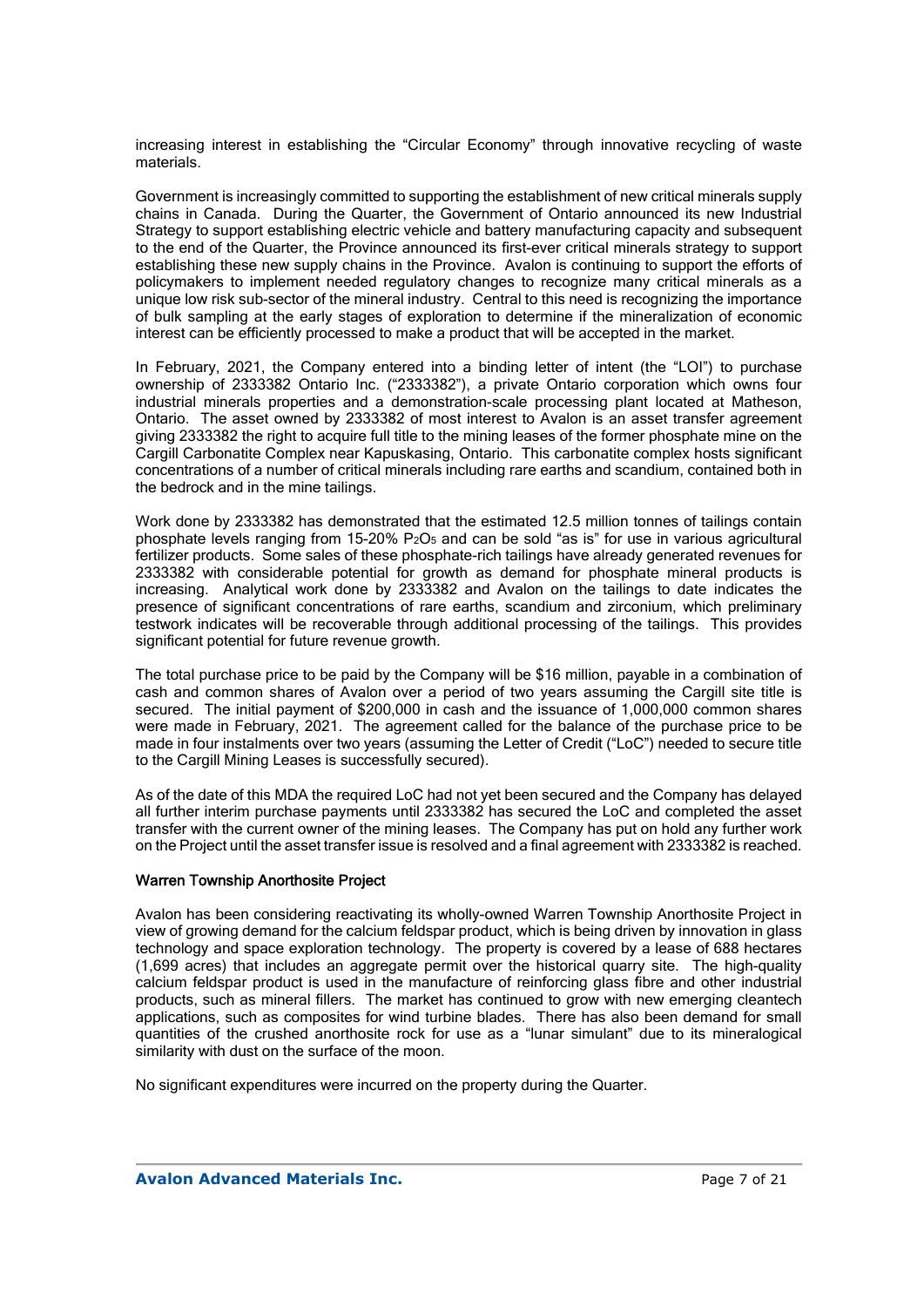increasing interest in establishing the "Circular Economy" through innovative recycling of waste materials.

Government is increasingly committed to supporting the establishment of new critical minerals supply chains in Canada. During the Quarter, the Government of Ontario announced its new Industrial Strategy to support establishing electric vehicle and battery manufacturing capacity and subsequent to the end of the Quarter, the Province announced its first-ever critical minerals strategy to support establishing these new supply chains in the Province. Avalon is continuing to support the efforts of policymakers to implement needed regulatory changes to recognize many critical minerals as a unique low risk sub-sector of the mineral industry. Central to this need is recognizing the importance of bulk sampling at the early stages of exploration to determine if the mineralization of economic interest can be efficiently processed to make a product that will be accepted in the market.

In February, 2021, the Company entered into a binding letter of intent (the "LOI") to purchase ownership of 2333382 Ontario Inc. ("2333382"), a private Ontario corporation which owns four industrial minerals properties and a demonstration-scale processing plant located at Matheson, Ontario. The asset owned by 2333382 of most interest to Avalon is an asset transfer agreement giving 2333382 the right to acquire full title to the mining leases of the former phosphate mine on the Cargill Carbonatite Complex near Kapuskasing, Ontario. This carbonatite complex hosts significant concentrations of a number of critical minerals including rare earths and scandium, contained both in the bedrock and in the mine tailings.

Work done by 2333382 has demonstrated that the estimated 12.5 million tonnes of tailings contain phosphate levels ranging from 15-20% $P_2O_5$ and can be sold "as is" for use in various agricultural fertilizer products. Some sales of these phosphate-rich tailings have already generated revenues for 2333382 with considerable potential for growth as demand for phosphate mineral products is increasing. Analytical work done by 2333382 and Avalon on the tailings to date indicates the presence of significant concentrations of rare earths, scandium and zirconium, which preliminary testwork indicates will be recoverable through additional processing of the tailings. This provides significant potential for future revenue growth.

The total purchase price to be paid by the Company will be $16 million, payable in a combination of cash and common shares of Avalon over a period of two years assuming the Cargill site title is secured. The initial payment of $200,000 in cash and the issuance of 1,000,000 common shares were made in February, 2021. The agreement called for the balance of the purchase price to be made in four instalments over two years (assuming the Letter of Credit ("LoC") needed to secure title to the Cargill Mining Leases is successfully secured).

As of the date of this MDA the required LoC had not yet been secured and the Company has delayed all further interim purchase payments until 2333382 has secured the LoC and completed the asset transfer with the current owner of the mining leases. The Company has put on hold any further work on the Project until the asset transfer issue is resolved and a final agreement with 2333382 is reached.

### Warren Township Anorthosite Project

Avalon has been considering reactivating its wholly-owned Warren Township Anorthosite Project in view of growing demand for the calcium feldspar product, which is being driven by innovation in glass technology and space exploration technology. The property is covered by a lease of 688 hectares (1,699 acres) that includes an aggregate permit over the historical quarry site. The high-quality calcium feldspar product is used in the manufacture of reinforcing glass fibre and other industrial products, such as mineral fillers. The market has continued to grow with new emerging cleantech applications, such as composites for wind turbine blades. There has also been demand for small quantities of the crushed anorthosite rock for use as a "lunar simulant" due to its mineralogical similarity with dust on the surface of the moon.

No significant expenditures were incurred on the property during the Quarter.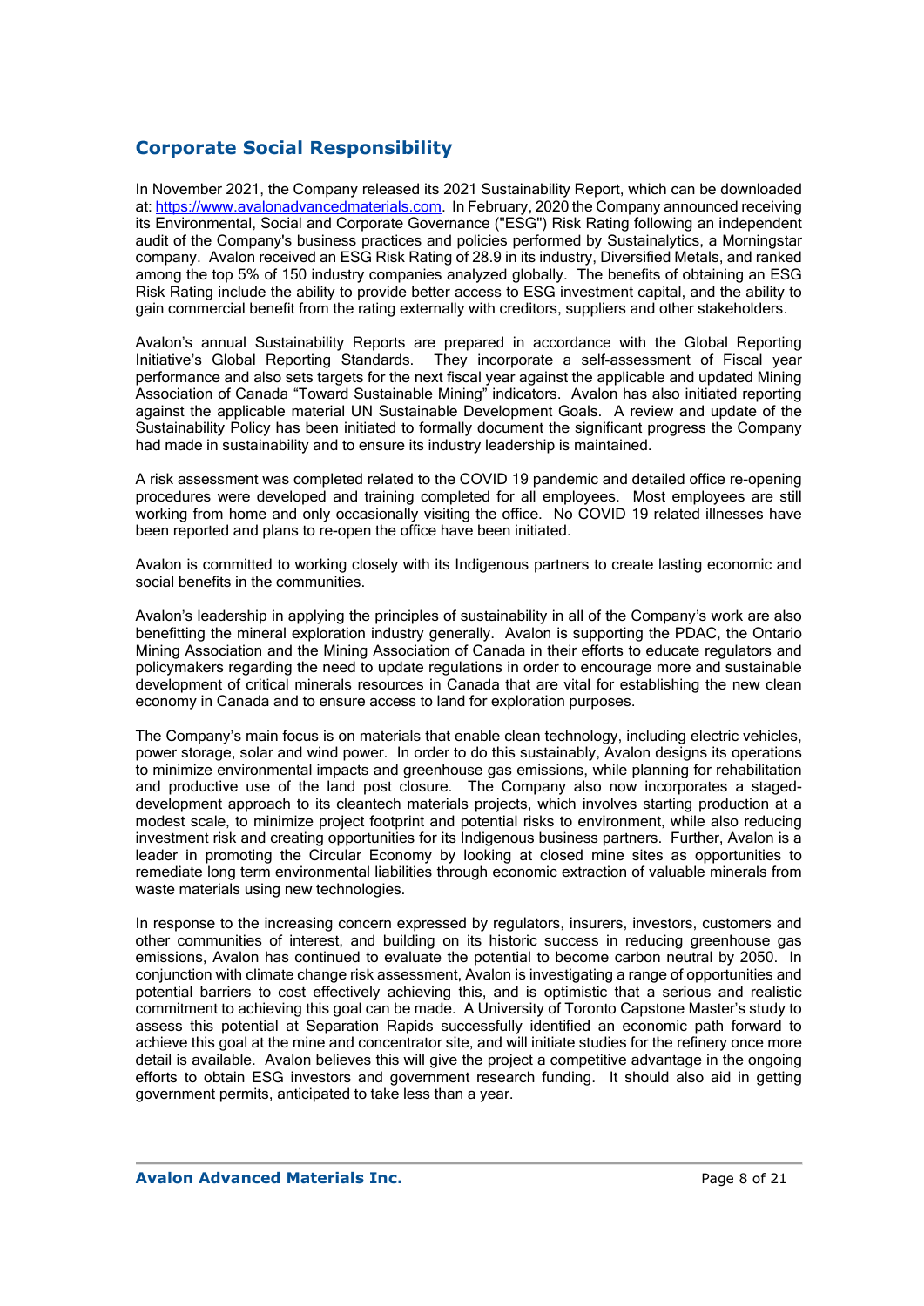## Corporate Social Responsibility

In November 2021, the Company released its 2021 Sustainability Report, which can be downloaded at: https://www.avalonadvancedmaterials.com. In February, 2020 the Company announced receiving its Environmental, Social and Corporate Governance ("ESG") Risk Rating following an independent audit of the Company's business practices and policies performed by Sustainalytics, a Morningstar company. Avalon received an ESG Risk Rating of 28.9 in its industry, Diversified Metals, and ranked among the top 5% of 150 industry companies analyzed globally. The benefits of obtaining an ESG Risk Rating include the ability to provide better access to ESG investment capital, and the ability to gain commercial benefit from the rating externally with creditors, suppliers and other stakeholders.

Avalon's annual Sustainability Reports are prepared in accordance with the Global Reporting Initiative's Global Reporting Standards. They incorporate a self-assessment of Fiscal year performance and also sets targets for the next fiscal year against the applicable and updated Mining Association of Canada "Toward Sustainable Mining" indicators. Avalon has also initiated reporting against the applicable material UN Sustainable Development Goals. A review and update of the Sustainability Policy has been initiated to formally document the significant progress the Company had made in sustainability and to ensure its industry leadership is maintained.

A risk assessment was completed related to the COVID 19 pandemic and detailed office re-opening procedures were developed and training completed for all employees. Most employees are still working from home and only occasionally visiting the office. No COVID 19 related illnesses have been reported and plans to re-open the office have been initiated.

Avalon is committed to working closely with its Indigenous partners to create lasting economic and social benefits in the communities.

Avalon's leadership in applying the principles of sustainability in all of the Company's work are also benefitting the mineral exploration industry generally. Avalon is supporting the PDAC, the Ontario Mining Association and the Mining Association of Canada in their efforts to educate regulators and policymakers regarding the need to update regulations in order to encourage more and sustainable development of critical minerals resources in Canada that are vital for establishing the new clean economy in Canada and to ensure access to land for exploration purposes.

The Company's main focus is on materials that enable clean technology, including electric vehicles, power storage, solar and wind power. In order to do this sustainably, Avalon designs its operations to minimize environmental impacts and greenhouse gas emissions, while planning for rehabilitation and productive use of the land post closure. The Company also now incorporates a staged-development approach to its cleantech materials projects, which involves starting production at a modest scale, to minimize project footprint and potential risks to environment, while also reducing investment risk and creating opportunities for its Indigenous business partners. Further, Avalon is a leader in promoting the Circular Economy by looking at closed mine sites as opportunities to remediate long term environmental liabilities through economic extraction of valuable minerals from waste materials using new technologies.

In response to the increasing concern expressed by regulators, insurers, investors, customers and other communities of interest, and building on its historic success in reducing greenhouse gas emissions, Avalon has continued to evaluate the potential to become carbon neutral by 2050. In conjunction with climate change risk assessment, Avalon is investigating a range of opportunities and potential barriers to cost effectively achieving this, and is optimistic that a serious and realistic commitment to achieving this goal can be made. A University of Toronto Capstone Master's study to assess this potential at Separation Rapids successfully identified an economic path forward to achieve this goal at the mine and concentrator site, and will initiate studies for the refinery once more detail is available. Avalon believes this will give the project a competitive advantage in the ongoing efforts to obtain ESG investors and government research funding. It should also aid in getting government permits, anticipated to take less than a year.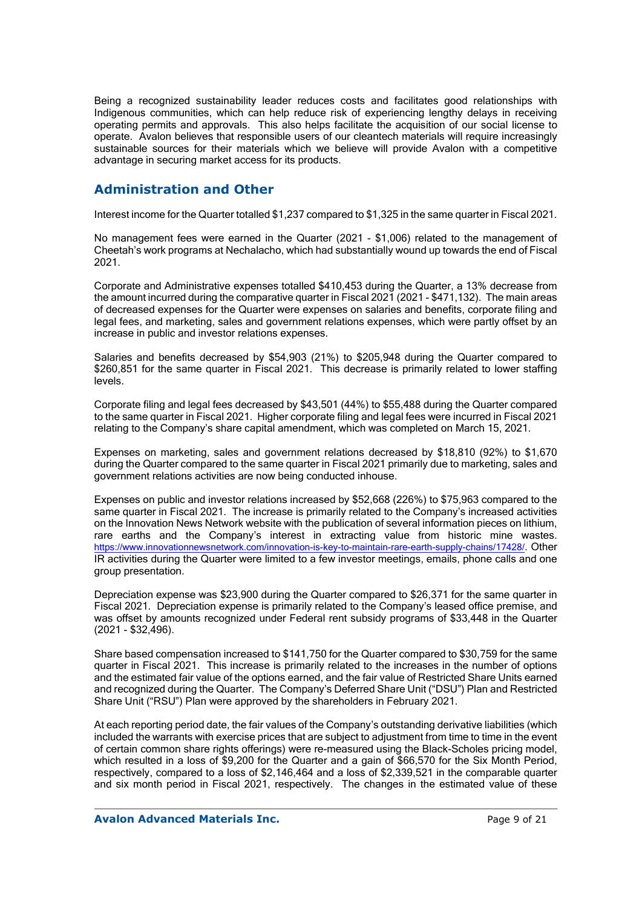Being a recognized sustainability leader reduces costs and facilitates good relationships with Indigenous communities, which can help reduce risk of experiencing lengthy delays in receiving operating permits and approvals. This also helps facilitate the acquisition of our social license to operate. Avalon believes that responsible users of our cleantech materials will require increasingly sustainable sources for their materials which we believe will provide Avalon with a competitive advantage in securing market access for its products.

## Administration and Other

Interest income for the Quarter totalled $1,237 compared to $1,325 in the same quarter in Fiscal 2021.

No management fees were earned in the Quarter (2021 - $1,006) related to the management of Cheetah's work programs at Nechalacho, which had substantially wound up towards the end of Fiscal 2021.

Corporate and Administrative expenses totalled $410,453 during the Quarter, a 13% decrease from the amount incurred during the comparative quarter in Fiscal 2021 (2021 - $471,132). The main areas of decreased expenses for the Quarter were expenses on salaries and benefits, corporate filing and legal fees, and marketing, sales and government relations expenses, which were partly offset by an increase in public and investor relations expenses.

Salaries and benefits decreased by $54,903 (21%) to $205,948 during the Quarter compared to $260,851 for the same quarter in Fiscal 2021. This decrease is primarily related to lower staffing levels.

Corporate filing and legal fees decreased by $43,501 (44%) to $55,488 during the Quarter compared to the same quarter in Fiscal 2021. Higher corporate filing and legal fees were incurred in Fiscal 2021 relating to the Company's share capital amendment, which was completed on March 15, 2021.

Expenses on marketing, sales and government relations decreased by $18,810 (92%) to $1,670 during the Quarter compared to the same quarter in Fiscal 2021 primarily due to marketing, sales and government relations activities are now being conducted inhouse.

Expenses on public and investor relations increased by $52,668 (226%) to $75,963 compared to the same quarter in Fiscal 2021. The increase is primarily related to the Company's increased activities on the Innovation News Network website with the publication of several information pieces on lithium, rare earths and the Company's interest in extracting value from historic mine wastes. https://www.innovationnewsnetwork.com/innovation-is-key-to-maintain-rare-earth-supply-chains/17428/. Other IR activities during the Quarter were limited to a few investor meetings, emails, phone calls and one group presentation.

Depreciation expense was $23,900 during the Quarter compared to $26,371 for the same quarter in Fiscal 2021. Depreciation expense is primarily related to the Company's leased office premise, and was offset by amounts recognized under Federal rent subsidy programs of $33,448 in the Quarter (2021 - $32,496).

Share based compensation increased to $141,750 for the Quarter compared to $30,759 for the same quarter in Fiscal 2021. This increase is primarily related to the increases in the number of options and the estimated fair value of the options earned, and the fair value of Restricted Share Units earned and recognized during the Quarter. The Company's Deferred Share Unit ("DSU") Plan and Restricted Share Unit ("RSU") Plan were approved by the shareholders in February 2021.

At each reporting period date, the fair values of the Company's outstanding derivative liabilities (which included the warrants with exercise prices that are subject to adjustment from time to time in the event of certain common share rights offerings) were re-measured using the Black-Scholes pricing model, which resulted in a loss of $9,200 for the Quarter and a gain of $66,570 for the Six Month Period, respectively, compared to a loss of $2,146,464 and a loss of $2,339,521 in the comparable quarter and six month period in Fiscal 2021, respectively. The changes in the estimated value of these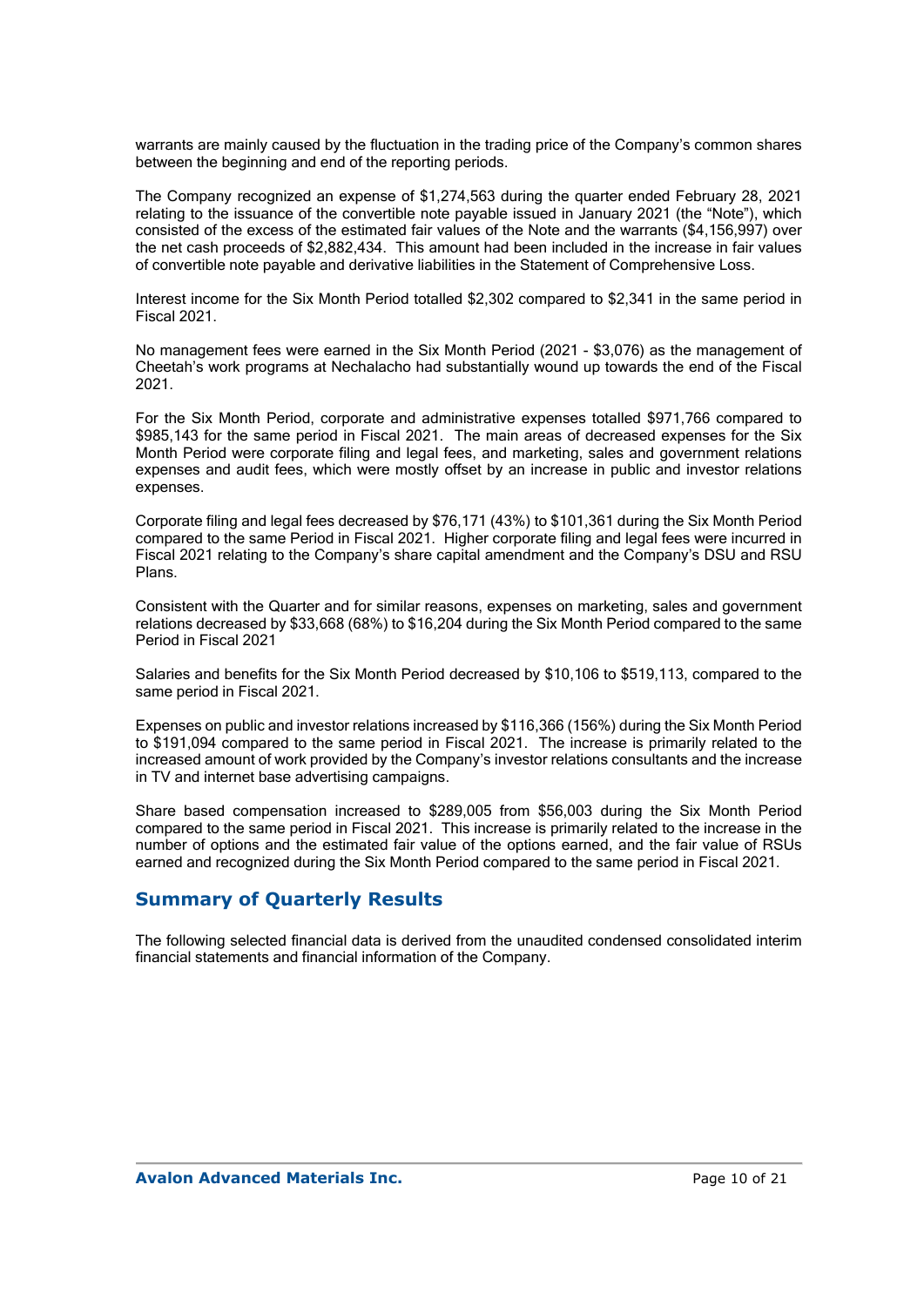warrants are mainly caused by the fluctuation in the trading price of the Company's common shares between the beginning and end of the reporting periods.

The Company recognized an expense of $1,274,563 during the quarter ended February 28, 2021 relating to the issuance of the convertible note payable issued in January 2021 (the "Note"), which consisted of the excess of the estimated fair values of the Note and the warrants ($4,156,997) over the net cash proceeds of $2,882,434. This amount had been included in the increase in fair values of convertible note payable and derivative liabilities in the Statement of Comprehensive Loss.

Interest income for the Six Month Period totalled $2,302 compared to $2,341 in the same period in Fiscal 2021.

No management fees were earned in the Six Month Period (2021 - $3,076) as the management of Cheetah's work programs at Nechalacho had substantially wound up towards the end of the Fiscal 2021.

For the Six Month Period, corporate and administrative expenses totalled $971,766 compared to $985,143 for the same period in Fiscal 2021. The main areas of decreased expenses for the Six Month Period were corporate filing and legal fees, and marketing, sales and government relations expenses and audit fees, which were mostly offset by an increase in public and investor relations expenses.

Corporate filing and legal fees decreased by $76,171 (43%) to $101,361 during the Six Month Period compared to the same Period in Fiscal 2021. Higher corporate filing and legal fees were incurred in Fiscal 2021 relating to the Company's share capital amendment and the Company's DSU and RSU Plans.

Consistent with the Quarter and for similar reasons, expenses on marketing, sales and government relations decreased by $33,668 (68%) to $16,204 during the Six Month Period compared to the same Period in Fiscal 2021

Salaries and benefits for the Six Month Period decreased by $10,106 to $519,113, compared to the same period in Fiscal 2021.

Expenses on public and investor relations increased by $116,366 (156%) during the Six Month Period to $191,094 compared to the same period in Fiscal 2021. The increase is primarily related to the increased amount of work provided by the Company's investor relations consultants and the increase in TV and internet base advertising campaigns.

Share based compensation increased to $289,005 from $56,003 during the Six Month Period compared to the same period in Fiscal 2021. This increase is primarily related to the increase in the number of options and the estimated fair value of the options earned, and the fair value of RSUs earned and recognized during the Six Month Period compared to the same period in Fiscal 2021.

## Summary of Quarterly Results

The following selected financial data is derived from the unaudited condensed consolidated interim financial statements and financial information of the Company.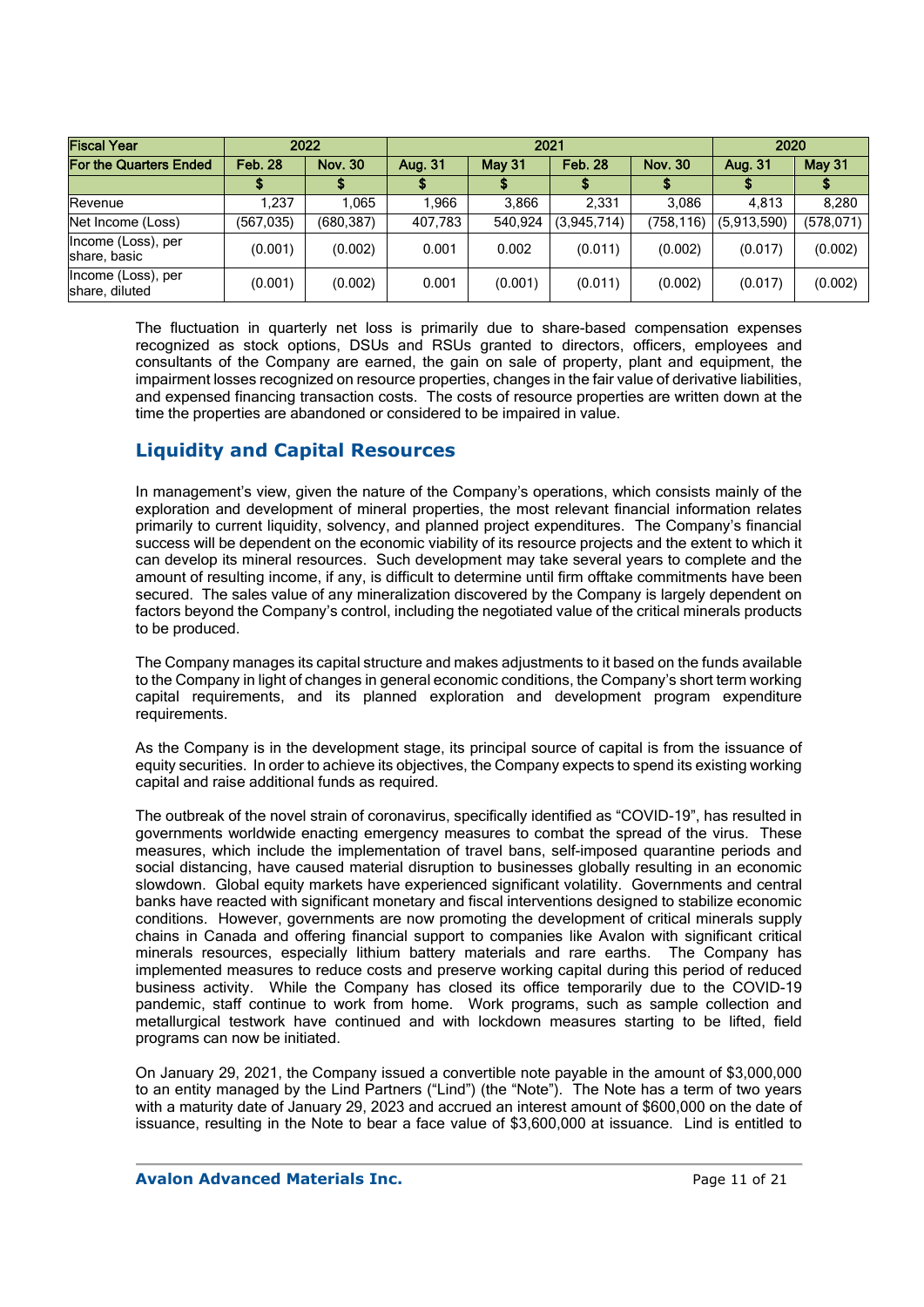| Fiscal Year | 2022 | | 2021 | | | | 2020 | |
|---|---|---|---|---|---|---|---|---|
| For the Quarters Ended | Feb. 28 | Nov. 30 | Aug. 31 | May 31 | Feb. 28 | Nov. 30 | Aug. 31 | May 31 |
| | $ | $ | $ | $ | $ | $ | $ | $ |
| Revenue | 1,237 | 1,065 | 1,966 | 3,866 | 2,331 | 3,086 | 4,813 | 8,280 |
| Net Income (Loss) | (567,035) | (680,387) | 407,783 | 540,924 | (3,945,714) | (758,116) | (5,913,590) | (578,071) |
| Income (Loss), per share, basic | (0.001) | (0.002) | 0.001 | 0.002 | (0.011) | (0.002) | (0.017) | (0.002) |
| Income (Loss), per share, diluted | (0.001) | (0.002) | 0.001 | (0.001) | (0.011) | (0.002) | (0.017) | (0.002) |

The fluctuation in quarterly net loss is primarily due to share-based compensation expenses recognized as stock options, DSUs and RSUs granted to directors, officers, employees and consultants of the Company are earned, the gain on sale of property, plant and equipment, the impairment losses recognized on resource properties, changes in the fair value of derivative liabilities, and expensed financing transaction costs. The costs of resource properties are written down at the time the properties are abandoned or considered to be impaired in value.

## Liquidity and Capital Resources

In management's view, given the nature of the Company's operations, which consists mainly of the exploration and development of mineral properties, the most relevant financial information relates primarily to current liquidity, solvency, and planned project expenditures. The Company's financial success will be dependent on the economic viability of its resource projects and the extent to which it can develop its mineral resources. Such development may take several years to complete and the amount of resulting income, if any, is difficult to determine until firm offtake commitments have been secured. The sales value of any mineralization discovered by the Company is largely dependent on factors beyond the Company's control, including the negotiated value of the critical minerals products to be produced.

The Company manages its capital structure and makes adjustments to it based on the funds available to the Company in light of changes in general economic conditions, the Company's short term working capital requirements, and its planned exploration and development program expenditure requirements.

As the Company is in the development stage, its principal source of capital is from the issuance of equity securities. In order to achieve its objectives, the Company expects to spend its existing working capital and raise additional funds as required.

The outbreak of the novel strain of coronavirus, specifically identified as "COVID-19", has resulted in governments worldwide enacting emergency measures to combat the spread of the virus. These measures, which include the implementation of travel bans, self-imposed quarantine periods and social distancing, have caused material disruption to businesses globally resulting in an economic slowdown. Global equity markets have experienced significant volatility. Governments and central banks have reacted with significant monetary and fiscal interventions designed to stabilize economic conditions. However, governments are now promoting the development of critical minerals supply chains in Canada and offering financial support to companies like Avalon with significant critical minerals resources, especially lithium battery materials and rare earths. The Company has implemented measures to reduce costs and preserve working capital during this period of reduced business activity. While the Company has closed its office temporarily due to the COVID-19 pandemic, staff continue to work from home. Work programs, such as sample collection and metallurgical testwork have continued and with lockdown measures starting to be lifted, field programs can now be initiated.

On January 29, 2021, the Company issued a convertible note payable in the amount of $3,000,000 to an entity managed by the Lind Partners ("Lind") (the "Note"). The Note has a term of two years with a maturity date of January 29, 2023 and accrued an interest amount of $600,000 on the date of issuance, resulting in the Note to bear a face value of $3,600,000 at issuance. Lind is entitled to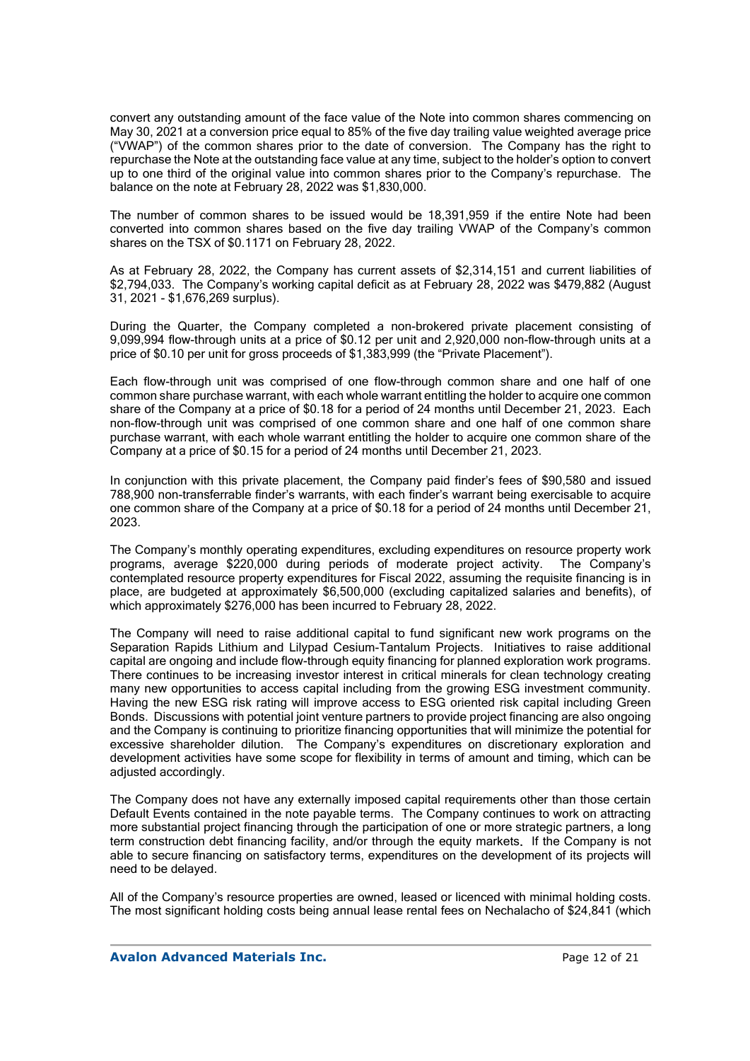convert any outstanding amount of the face value of the Note into common shares commencing on May 30, 2021 at a conversion price equal to 85% of the five day trailing value weighted average price ("VWAP") of the common shares prior to the date of conversion. The Company has the right to repurchase the Note at the outstanding face value at any time, subject to the holder's option to convert up to one third of the original value into common shares prior to the Company's repurchase. The balance on the note at February 28, 2022 was $1,830,000.

The number of common shares to be issued would be 18,391,959 if the entire Note had been converted into common shares based on the five day trailing VWAP of the Company's common shares on the TSX of $0.1171 on February 28, 2022.

As at February 28, 2022, the Company has current assets of $2,314,151 and current liabilities of $2,794,033. The Company's working capital deficit as at February 28, 2022 was $479,882 (August 31, 2021 - $1,676,269 surplus).

During the Quarter, the Company completed a non-brokered private placement consisting of 9,099,994 flow-through units at a price of $0.12 per unit and 2,920,000 non-flow-through units at a price of $0.10 per unit for gross proceeds of $1,383,999 (the "Private Placement").

Each flow-through unit was comprised of one flow-through common share and one half of one common share purchase warrant, with each whole warrant entitling the holder to acquire one common share of the Company at a price of $0.18 for a period of 24 months until December 21, 2023. Each non-flow-through unit was comprised of one common share and one half of one common share purchase warrant, with each whole warrant entitling the holder to acquire one common share of the Company at a price of $0.15 for a period of 24 months until December 21, 2023.

In conjunction with this private placement, the Company paid finder's fees of $90,580 and issued 788,900 non-transferrable finder's warrants, with each finder's warrant being exercisable to acquire one common share of the Company at a price of $0.18 for a period of 24 months until December 21, 2023.

The Company's monthly operating expenditures, excluding expenditures on resource property work programs, average $220,000 during periods of moderate project activity. The Company's contemplated resource property expenditures for Fiscal 2022, assuming the requisite financing is in place, are budgeted at approximately $6,500,000 (excluding capitalized salaries and benefits), of which approximately $276,000 has been incurred to February 28, 2022.

The Company will need to raise additional capital to fund significant new work programs on the Separation Rapids Lithium and Lilypad Cesium-Tantalum Projects. Initiatives to raise additional capital are ongoing and include flow-through equity financing for planned exploration work programs. There continues to be increasing investor interest in critical minerals for clean technology creating many new opportunities to access capital including from the growing ESG investment community. Having the new ESG risk rating will improve access to ESG oriented risk capital including Green Bonds. Discussions with potential joint venture partners to provide project financing are also ongoing and the Company is continuing to prioritize financing opportunities that will minimize the potential for excessive shareholder dilution. The Company's expenditures on discretionary exploration and development activities have some scope for flexibility in terms of amount and timing, which can be adjusted accordingly.

The Company does not have any externally imposed capital requirements other than those certain Default Events contained in the note payable terms. The Company continues to work on attracting more substantial project financing through the participation of one or more strategic partners, a long term construction debt financing facility, and/or through the equity markets. If the Company is not able to secure financing on satisfactory terms, expenditures on the development of its projects will need to be delayed.

All of the Company's resource properties are owned, leased or licenced with minimal holding costs. The most significant holding costs being annual lease rental fees on Nechalacho of $24,841 (which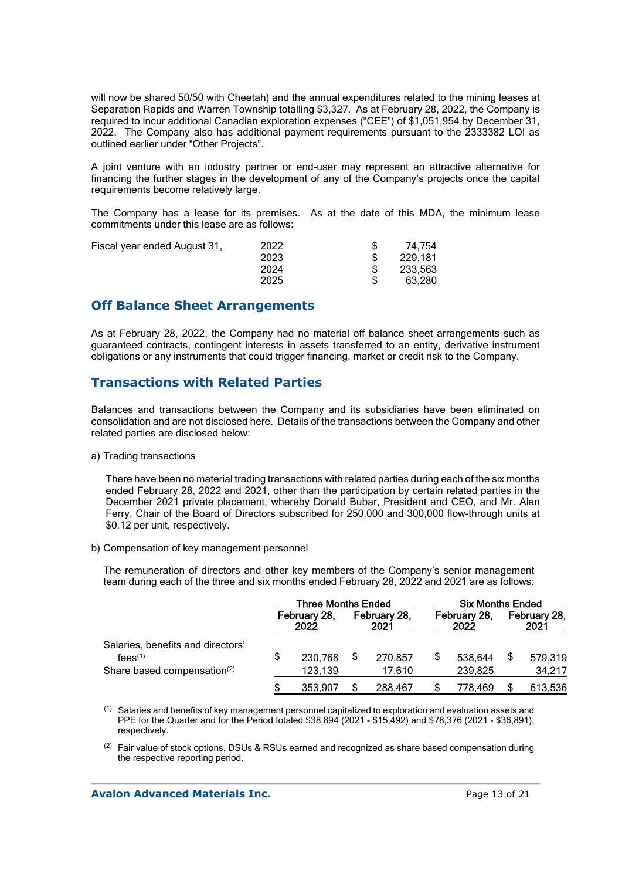will now be shared 50/50 with Cheetah) and the annual expenditures related to the mining leases at Separation Rapids and Warren Township totalling $3,327. As at February 28, 2022, the Company is required to incur additional Canadian exploration expenses ("CEE") of $1,051,954 by December 31, 2022. The Company also has additional payment requirements pursuant to the 2333382 LOI as outlined earlier under "Other Projects".

A joint venture with an industry partner or end-user may represent an attractive alternative for financing the further stages in the development of any of the Company's projects once the capital requirements become relatively large.

The Company has a lease for its premises. As at the date of this MDA, the minimum lease commitments under this lease are as follows:

| | | | |
|---|---|---|---|
| Fiscal year ended August 31, | 2022 | $ | 74,754 |
| | 2023 | $ | 229,181 |
| | 2024 | $ | 233,563 |
| | 2025 | $ | 63,280 |

## Off Balance Sheet Arrangements

As at February 28, 2022, the Company had no material off balance sheet arrangements such as guaranteed contracts, contingent interests in assets transferred to an entity, derivative instrument obligations or any instruments that could trigger financing, market or credit risk to the Company.

## Transactions with Related Parties

Balances and transactions between the Company and its subsidiaries have been eliminated on consolidation and are not disclosed here. Details of the transactions between the Company and other related parties are disclosed below:

a) Trading transactions

There have been no material trading transactions with related parties during each of the six months ended February 28, 2022 and 2021, other than the participation by certain related parties in the December 2021 private placement, whereby Donald Bubar, President and CEO, and Mr. Alan Ferry, Chair of the Board of Directors subscribed for 250,000 and 300,000 flow-through units at $0.12 per unit, respectively.

b) Compensation of key management personnel

The remuneration of directors and other key members of the Company's senior management team during each of the three and six months ended February 28, 2022 and 2021 are as follows:

| | Three Months Ended | | Six Months Ended | |
|---|---|---|---|---|
| | February 28, 2022 | February 28, 2021 | February 28, 2022 | February 28, 2021 |
| Salaries, benefits and directors' fees[(1)] | $ 230,768 | $ 270,857 | $ 538,644 | $ 579,319 |
| Share based compensation[(2)] | 123,139 | 17,610 | 239,825 | 34,217 |
| | $ 353,907 | $ 288,467 | $ 778,469 | $ 613,536 |

(1) Salaries and benefits of key management personnel capitalized to exploration and evaluation assets and PPE for the Quarter and for the Period totaled $38,894 (2021 - $15,492) and $78,376 (2021 - $36,891), respectively.

(2) Fair value of stock options, DSUs & RSUs earned and recognized as share based compensation during the respective reporting period.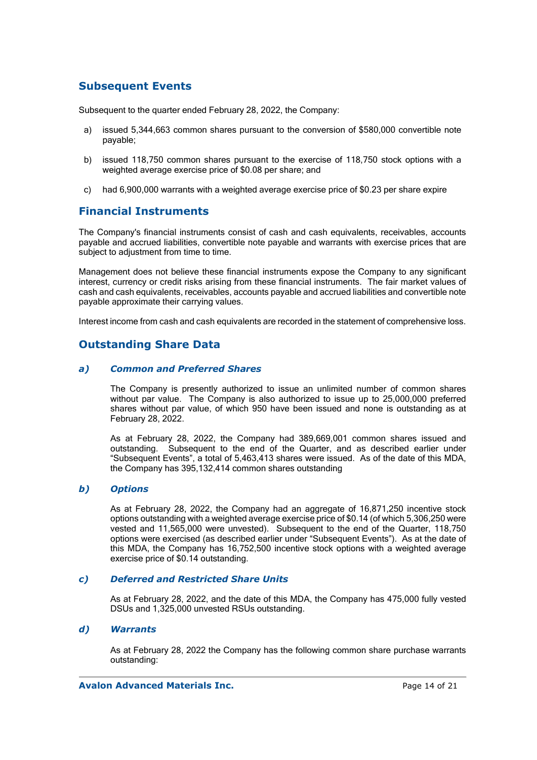## Subsequent Events

Subsequent to the quarter ended February 28, 2022, the Company:

a) issued 5,344,663 common shares pursuant to the conversion of $580,000 convertible note payable;

b) issued 118,750 common shares pursuant to the exercise of 118,750 stock options with a weighted average exercise price of $0.08 per share; and

c) had 6,900,000 warrants with a weighted average exercise price of $0.23 per share expire

## Financial Instruments

The Company's financial instruments consist of cash and cash equivalents, receivables, accounts payable and accrued liabilities, convertible note payable and warrants with exercise prices that are subject to adjustment from time to time.

Management does not believe these financial instruments expose the Company to any significant interest, currency or credit risks arising from these financial instruments. The fair market values of cash and cash equivalents, receivables, accounts payable and accrued liabilities and convertible note payable approximate their carrying values.

Interest income from cash and cash equivalents are recorded in the statement of comprehensive loss.

## Outstanding Share Data

### *a) Common and Preferred Shares*

The Company is presently authorized to issue an unlimited number of common shares without par value. The Company is also authorized to issue up to 25,000,000 preferred shares without par value, of which 950 have been issued and none is outstanding as at February 28, 2022.

As at February 28, 2022, the Company had 389,669,001 common shares issued and outstanding. Subsequent to the end of the Quarter, and as described earlier under "Subsequent Events", a total of 5,463,413 shares were issued. As of the date of this MDA, the Company has 395,132,414 common shares outstanding

### *b) Options*

As at February 28, 2022, the Company had an aggregate of 16,871,250 incentive stock options outstanding with a weighted average exercise price of $0.14 (of which 5,306,250 were vested and 11,565,000 were unvested). Subsequent to the end of the Quarter, 118,750 options were exercised (as described earlier under "Subsequent Events"). As at the date of this MDA, the Company has 16,752,500 incentive stock options with a weighted average exercise price of $0.14 outstanding.

### *c) Deferred and Restricted Share Units*

As at February 28, 2022, and the date of this MDA, the Company has 475,000 fully vested DSUs and 1,325,000 unvested RSUs outstanding.

### *d) Warrants*

As at February 28, 2022 the Company has the following common share purchase warrants outstanding: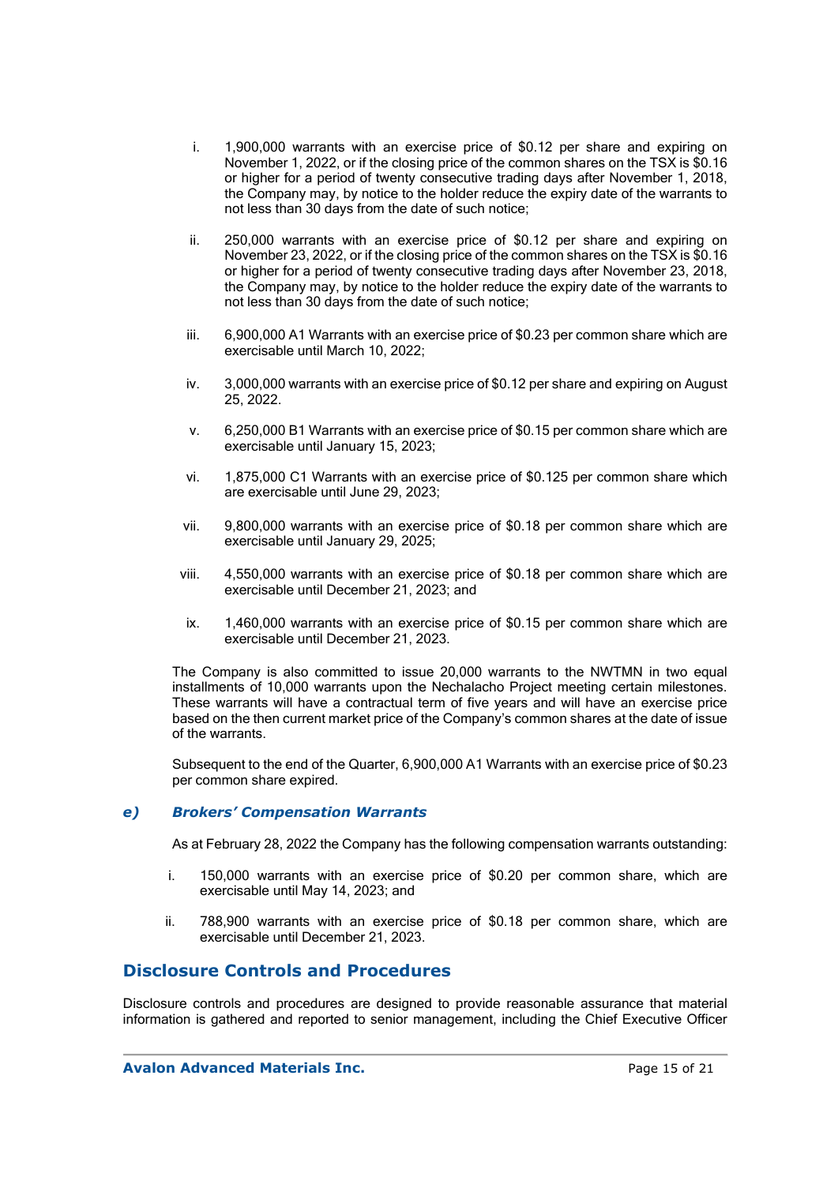i. 1,900,000 warrants with an exercise price of $0.12 per share and expiring on November 1, 2022, or if the closing price of the common shares on the TSX is $0.16 or higher for a period of twenty consecutive trading days after November 1, 2018, the Company may, by notice to the holder reduce the expiry date of the warrants to not less than 30 days from the date of such notice;

ii. 250,000 warrants with an exercise price of $0.12 per share and expiring on November 23, 2022, or if the closing price of the common shares on the TSX is $0.16 or higher for a period of twenty consecutive trading days after November 23, 2018, the Company may, by notice to the holder reduce the expiry date of the warrants to not less than 30 days from the date of such notice;

iii. 6,900,000 A1 Warrants with an exercise price of $0.23 per common share which are exercisable until March 10, 2022;

iv. 3,000,000 warrants with an exercise price of $0.12 per share and expiring on August 25, 2022.

v. 6,250,000 B1 Warrants with an exercise price of $0.15 per common share which are exercisable until January 15, 2023;

vi. 1,875,000 C1 Warrants with an exercise price of $0.125 per common share which are exercisable until June 29, 2023;

vii. 9,800,000 warrants with an exercise price of $0.18 per common share which are exercisable until January 29, 2025;

viii. 4,550,000 warrants with an exercise price of $0.18 per common share which are exercisable until December 21, 2023; and

ix. 1,460,000 warrants with an exercise price of $0.15 per common share which are exercisable until December 21, 2023.

The Company is also committed to issue 20,000 warrants to the NWTMN in two equal installments of 10,000 warrants upon the Nechalacho Project meeting certain milestones. These warrants will have a contractual term of five years and will have an exercise price based on the then current market price of the Company's common shares at the date of issue of the warrants.

Subsequent to the end of the Quarter, 6,900,000 A1 Warrants with an exercise price of $0.23 per common share expired.

### *e) Brokers' Compensation Warrants*

As at February 28, 2022 the Company has the following compensation warrants outstanding:

i. 150,000 warrants with an exercise price of $0.20 per common share, which are exercisable until May 14, 2023; and

ii. 788,900 warrants with an exercise price of $0.18 per common share, which are exercisable until December 21, 2023.

## Disclosure Controls and Procedures

Disclosure controls and procedures are designed to provide reasonable assurance that material information is gathered and reported to senior management, including the Chief Executive Officer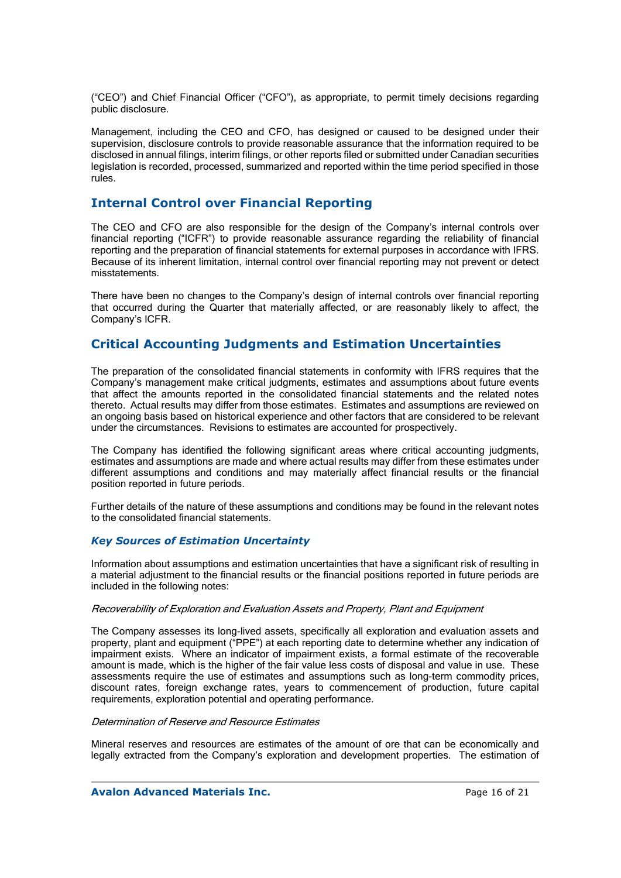("CEO") and Chief Financial Officer ("CFO"), as appropriate, to permit timely decisions regarding public disclosure.

Management, including the CEO and CFO, has designed or caused to be designed under their supervision, disclosure controls to provide reasonable assurance that the information required to be disclosed in annual filings, interim filings, or other reports filed or submitted under Canadian securities legislation is recorded, processed, summarized and reported within the time period specified in those rules.

## Internal Control over Financial Reporting

The CEO and CFO are also responsible for the design of the Company's internal controls over financial reporting ("ICFR") to provide reasonable assurance regarding the reliability of financial reporting and the preparation of financial statements for external purposes in accordance with IFRS. Because of its inherent limitation, internal control over financial reporting may not prevent or detect misstatements.

There have been no changes to the Company's design of internal controls over financial reporting that occurred during the Quarter that materially affected, or are reasonably likely to affect, the Company's ICFR.

## Critical Accounting Judgments and Estimation Uncertainties

The preparation of the consolidated financial statements in conformity with IFRS requires that the Company's management make critical judgments, estimates and assumptions about future events that affect the amounts reported in the consolidated financial statements and the related notes thereto. Actual results may differ from those estimates. Estimates and assumptions are reviewed on an ongoing basis based on historical experience and other factors that are considered to be relevant under the circumstances. Revisions to estimates are accounted for prospectively.

The Company has identified the following significant areas where critical accounting judgments, estimates and assumptions are made and where actual results may differ from these estimates under different assumptions and conditions and may materially affect financial results or the financial position reported in future periods.

Further details of the nature of these assumptions and conditions may be found in the relevant notes to the consolidated financial statements.

### *Key Sources of Estimation Uncertainty*

Information about assumptions and estimation uncertainties that have a significant risk of resulting in a material adjustment to the financial results or the financial positions reported in future periods are included in the following notes:

*Recoverability of Exploration and Evaluation Assets and Property, Plant and Equipment*

The Company assesses its long-lived assets, specifically all exploration and evaluation assets and property, plant and equipment ("PPE") at each reporting date to determine whether any indication of impairment exists. Where an indicator of impairment exists, a formal estimate of the recoverable amount is made, which is the higher of the fair value less costs of disposal and value in use. These assessments require the use of estimates and assumptions such as long-term commodity prices, discount rates, foreign exchange rates, years to commencement of production, future capital requirements, exploration potential and operating performance.

*Determination of Reserve and Resource Estimates*

Mineral reserves and resources are estimates of the amount of ore that can be economically and legally extracted from the Company's exploration and development properties. The estimation of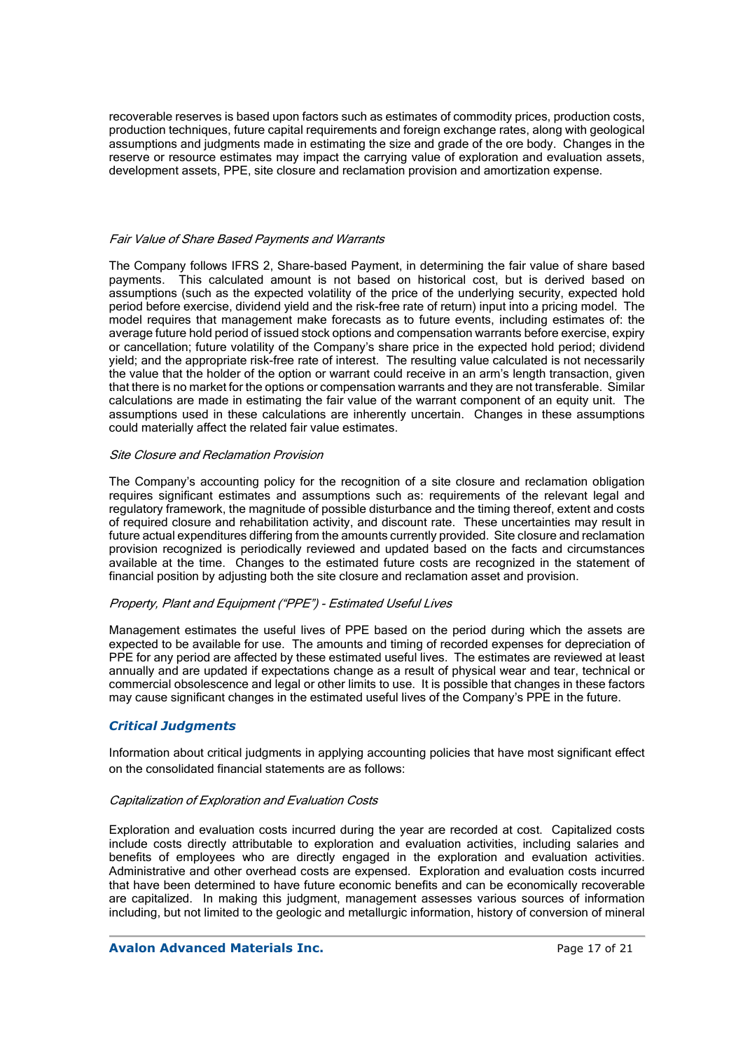recoverable reserves is based upon factors such as estimates of commodity prices, production costs, production techniques, future capital requirements and foreign exchange rates, along with geological assumptions and judgments made in estimating the size and grade of the ore body. Changes in the reserve or resource estimates may impact the carrying value of exploration and evaluation assets, development assets, PPE, site closure and reclamation provision and amortization expense.

*Fair Value of Share Based Payments and Warrants*

The Company follows IFRS 2, Share-based Payment, in determining the fair value of share based payments. This calculated amount is not based on historical cost, but is derived based on assumptions (such as the expected volatility of the price of the underlying security, expected hold period before exercise, dividend yield and the risk-free rate of return) input into a pricing model. The model requires that management make forecasts as to future events, including estimates of: the average future hold period of issued stock options and compensation warrants before exercise, expiry or cancellation; future volatility of the Company's share price in the expected hold period; dividend yield; and the appropriate risk-free rate of interest. The resulting value calculated is not necessarily the value that the holder of the option or warrant could receive in an arm's length transaction, given that there is no market for the options or compensation warrants and they are not transferable. Similar calculations are made in estimating the fair value of the warrant component of an equity unit. The assumptions used in these calculations are inherently uncertain. Changes in these assumptions could materially affect the related fair value estimates.

*Site Closure and Reclamation Provision*

The Company's accounting policy for the recognition of a site closure and reclamation obligation requires significant estimates and assumptions such as: requirements of the relevant legal and regulatory framework, the magnitude of possible disturbance and the timing thereof, extent and costs of required closure and rehabilitation activity, and discount rate. These uncertainties may result in future actual expenditures differing from the amounts currently provided. Site closure and reclamation provision recognized is periodically reviewed and updated based on the facts and circumstances available at the time. Changes to the estimated future costs are recognized in the statement of financial position by adjusting both the site closure and reclamation asset and provision.

*Property, Plant and Equipment ("PPE") - Estimated Useful Lives*

Management estimates the useful lives of PPE based on the period during which the assets are expected to be available for use. The amounts and timing of recorded expenses for depreciation of PPE for any period are affected by these estimated useful lives. The estimates are reviewed at least annually and are updated if expectations change as a result of physical wear and tear, technical or commercial obsolescence and legal or other limits to use. It is possible that changes in these factors may cause significant changes in the estimated useful lives of the Company's PPE in the future.

### *Critical Judgments*

Information about critical judgments in applying accounting policies that have most significant effect on the consolidated financial statements are as follows:

*Capitalization of Exploration and Evaluation Costs*

Exploration and evaluation costs incurred during the year are recorded at cost. Capitalized costs include costs directly attributable to exploration and evaluation activities, including salaries and benefits of employees who are directly engaged in the exploration and evaluation activities. Administrative and other overhead costs are expensed. Exploration and evaluation costs incurred that have been determined to have future economic benefits and can be economically recoverable are capitalized. In making this judgment, management assesses various sources of information including, but not limited to the geologic and metallurgic information, history of conversion of mineral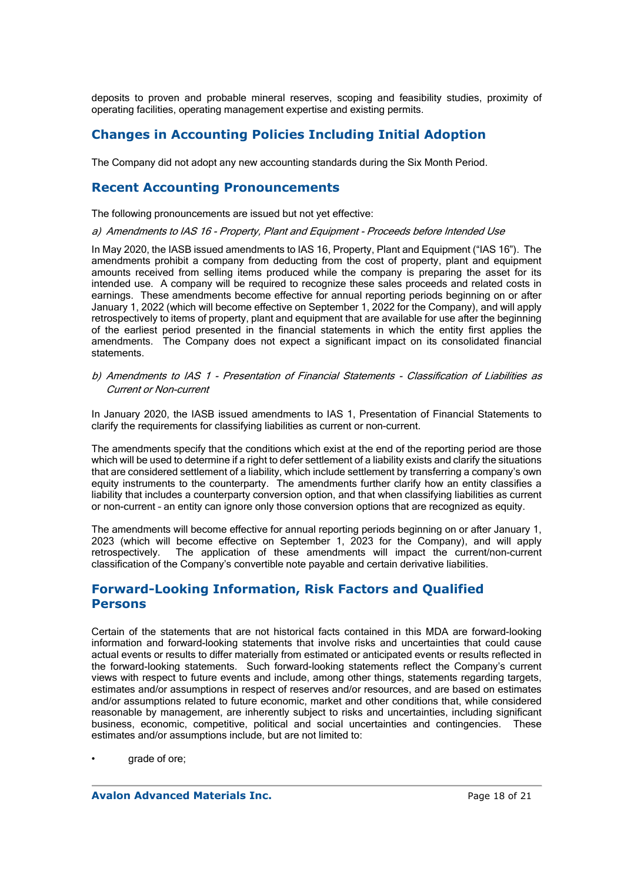deposits to proven and probable mineral reserves, scoping and feasibility studies, proximity of operating facilities, operating management expertise and existing permits.

## Changes in Accounting Policies Including Initial Adoption

The Company did not adopt any new accounting standards during the Six Month Period.

## Recent Accounting Pronouncements

The following pronouncements are issued but not yet effective:

*a) Amendments to IAS 16 - Property, Plant and Equipment - Proceeds before Intended Use*

In May 2020, the IASB issued amendments to IAS 16, Property, Plant and Equipment ("IAS 16"). The amendments prohibit a company from deducting from the cost of property, plant and equipment amounts received from selling items produced while the company is preparing the asset for its intended use. A company will be required to recognize these sales proceeds and related costs in earnings. These amendments become effective for annual reporting periods beginning on or after January 1, 2022 (which will become effective on September 1, 2022 for the Company), and will apply retrospectively to items of property, plant and equipment that are available for use after the beginning of the earliest period presented in the financial statements in which the entity first applies the amendments. The Company does not expect a significant impact on its consolidated financial statements.

*b) Amendments to IAS 1 - Presentation of Financial Statements - Classification of Liabilities as Current or Non-current*

In January 2020, the IASB issued amendments to IAS 1, Presentation of Financial Statements to clarify the requirements for classifying liabilities as current or non-current.

The amendments specify that the conditions which exist at the end of the reporting period are those which will be used to determine if a right to defer settlement of a liability exists and clarify the situations that are considered settlement of a liability, which include settlement by transferring a company's own equity instruments to the counterparty. The amendments further clarify how an entity classifies a liability that includes a counterparty conversion option, and that when classifying liabilities as current or non-current – an entity can ignore only those conversion options that are recognized as equity.

The amendments will become effective for annual reporting periods beginning on or after January 1, 2023 (which will become effective on September 1, 2023 for the Company), and will apply retrospectively. The application of these amendments will impact the current/non-current classification of the Company's convertible note payable and certain derivative liabilities.

## Forward-Looking Information, Risk Factors and Qualified Persons

Certain of the statements that are not historical facts contained in this MDA are forward-looking information and forward-looking statements that involve risks and uncertainties that could cause actual events or results to differ materially from estimated or anticipated events or results reflected in the forward-looking statements. Such forward-looking statements reflect the Company's current views with respect to future events and include, among other things, statements regarding targets, estimates and/or assumptions in respect of reserves and/or resources, and are based on estimates and/or assumptions related to future economic, market and other conditions that, while considered reasonable by management, are inherently subject to risks and uncertainties, including significant business, economic, competitive, political and social uncertainties and contingencies. These estimates and/or assumptions include, but are not limited to:

- grade of ore;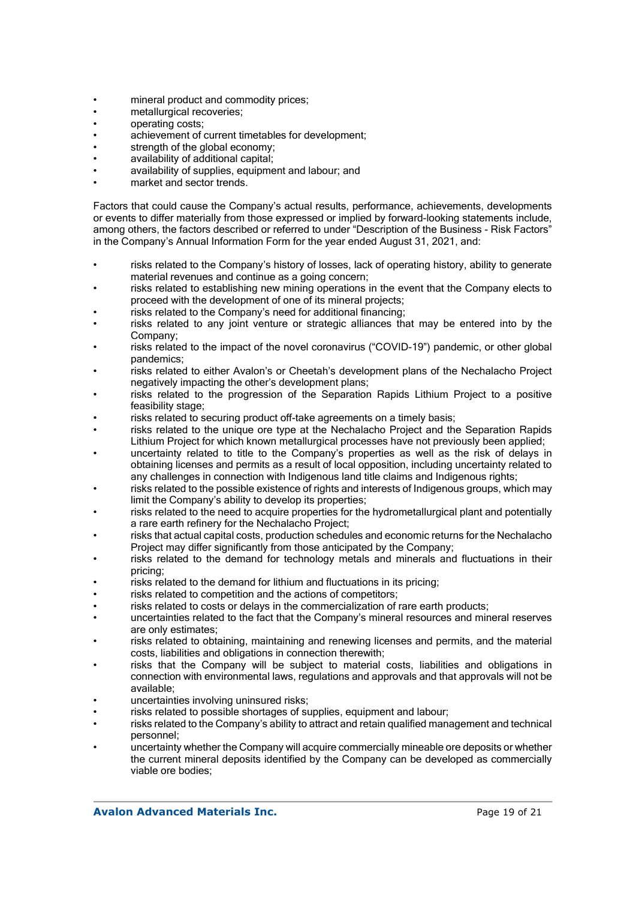- mineral product and commodity prices;
- metallurgical recoveries;
- operating costs;
- achievement of current timetables for development;
- strength of the global economy;
- availability of additional capital;
- availability of supplies, equipment and labour; and
- market and sector trends.

Factors that could cause the Company's actual results, performance, achievements, developments or events to differ materially from those expressed or implied by forward-looking statements include, among others, the factors described or referred to under "Description of the Business - Risk Factors" in the Company's Annual Information Form for the year ended August 31, 2021, and:

- risks related to the Company's history of losses, lack of operating history, ability to generate material revenues and continue as a going concern;
- risks related to establishing new mining operations in the event that the Company elects to proceed with the development of one of its mineral projects;
- risks related to the Company's need for additional financing;
- risks related to any joint venture or strategic alliances that may be entered into by the Company;
- risks related to the impact of the novel coronavirus ("COVID-19") pandemic, or other global pandemics;
- risks related to either Avalon's or Cheetah's development plans of the Nechalacho Project negatively impacting the other's development plans;
- risks related to the progression of the Separation Rapids Lithium Project to a positive feasibility stage;
- risks related to securing product off-take agreements on a timely basis;
- risks related to the unique ore type at the Nechalacho Project and the Separation Rapids Lithium Project for which known metallurgical processes have not previously been applied;
- uncertainty related to title to the Company's properties as well as the risk of delays in obtaining licenses and permits as a result of local opposition, including uncertainty related to any challenges in connection with Indigenous land title claims and Indigenous rights;
- risks related to the possible existence of rights and interests of Indigenous groups, which may limit the Company's ability to develop its properties;
- risks related to the need to acquire properties for the hydrometallurgical plant and potentially a rare earth refinery for the Nechalacho Project;
- risks that actual capital costs, production schedules and economic returns for the Nechalacho Project may differ significantly from those anticipated by the Company;
- risks related to the demand for technology metals and minerals and fluctuations in their pricing;
- risks related to the demand for lithium and fluctuations in its pricing;
- risks related to competition and the actions of competitors;
- risks related to costs or delays in the commercialization of rare earth products;
- uncertainties related to the fact that the Company's mineral resources and mineral reserves are only estimates;
- risks related to obtaining, maintaining and renewing licenses and permits, and the material costs, liabilities and obligations in connection therewith;
- risks that the Company will be subject to material costs, liabilities and obligations in connection with environmental laws, regulations and approvals and that approvals will not be available;
- uncertainties involving uninsured risks;
- risks related to possible shortages of supplies, equipment and labour;
- risks related to the Company's ability to attract and retain qualified management and technical personnel;
- uncertainty whether the Company will acquire commercially mineable ore deposits or whether the current mineral deposits identified by the Company can be developed as commercially viable ore bodies;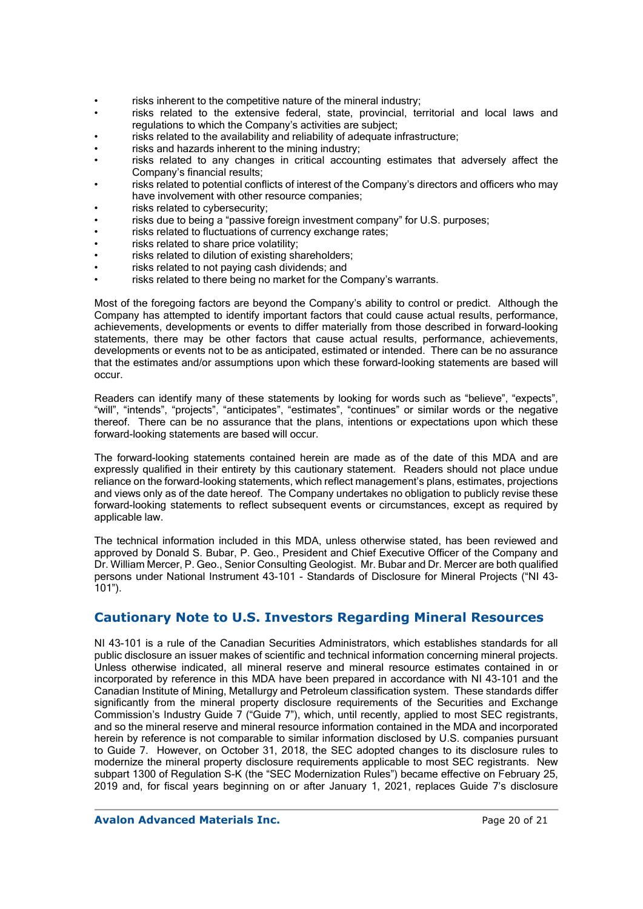- risks inherent to the competitive nature of the mineral industry;
- risks related to the extensive federal, state, provincial, territorial and local laws and regulations to which the Company's activities are subject;
- risks related to the availability and reliability of adequate infrastructure;
- risks and hazards inherent to the mining industry;
- risks related to any changes in critical accounting estimates that adversely affect the Company's financial results;
- risks related to potential conflicts of interest of the Company's directors and officers who may have involvement with other resource companies;
- risks related to cybersecurity;
- risks due to being a "passive foreign investment company" for U.S. purposes;
- risks related to fluctuations of currency exchange rates;
- risks related to share price volatility;
- risks related to dilution of existing shareholders;
- risks related to not paying cash dividends; and
- risks related to there being no market for the Company's warrants.

Most of the foregoing factors are beyond the Company's ability to control or predict. Although the Company has attempted to identify important factors that could cause actual results, performance, achievements, developments or events to differ materially from those described in forward-looking statements, there may be other factors that cause actual results, performance, achievements, developments or events not to be as anticipated, estimated or intended. There can be no assurance that the estimates and/or assumptions upon which these forward-looking statements are based will occur.

Readers can identify many of these statements by looking for words such as "believe", "expects", "will", "intends", "projects", "anticipates", "estimates", "continues" or similar words or the negative thereof. There can be no assurance that the plans, intentions or expectations upon which these forward-looking statements are based will occur.

The forward-looking statements contained herein are made as of the date of this MDA and are expressly qualified in their entirety by this cautionary statement. Readers should not place undue reliance on the forward-looking statements, which reflect management's plans, estimates, projections and views only as of the date hereof. The Company undertakes no obligation to publicly revise these forward-looking statements to reflect subsequent events or circumstances, except as required by applicable law.

The technical information included in this MDA, unless otherwise stated, has been reviewed and approved by Donald S. Bubar, P. Geo., President and Chief Executive Officer of the Company and Dr. William Mercer, P. Geo., Senior Consulting Geologist. Mr. Bubar and Dr. Mercer are both qualified persons under National Instrument 43-101 - Standards of Disclosure for Mineral Projects ("NI 43-101").

## Cautionary Note to U.S. Investors Regarding Mineral Resources

NI 43-101 is a rule of the Canadian Securities Administrators, which establishes standards for all public disclosure an issuer makes of scientific and technical information concerning mineral projects. Unless otherwise indicated, all mineral reserve and mineral resource estimates contained in or incorporated by reference in this MDA have been prepared in accordance with NI 43-101 and the Canadian Institute of Mining, Metallurgy and Petroleum classification system. These standards differ significantly from the mineral property disclosure requirements of the Securities and Exchange Commission's Industry Guide 7 ("Guide 7"), which, until recently, applied to most SEC registrants, and so the mineral reserve and mineral resource information contained in the MDA and incorporated herein by reference is not comparable to similar information disclosed by U.S. companies pursuant to Guide 7. However, on October 31, 2018, the SEC adopted changes to its disclosure rules to modernize the mineral property disclosure requirements applicable to most SEC registrants. New subpart 1300 of Regulation S-K (the "SEC Modernization Rules") became effective on February 25, 2019 and, for fiscal years beginning on or after January 1, 2021, replaces Guide 7's disclosure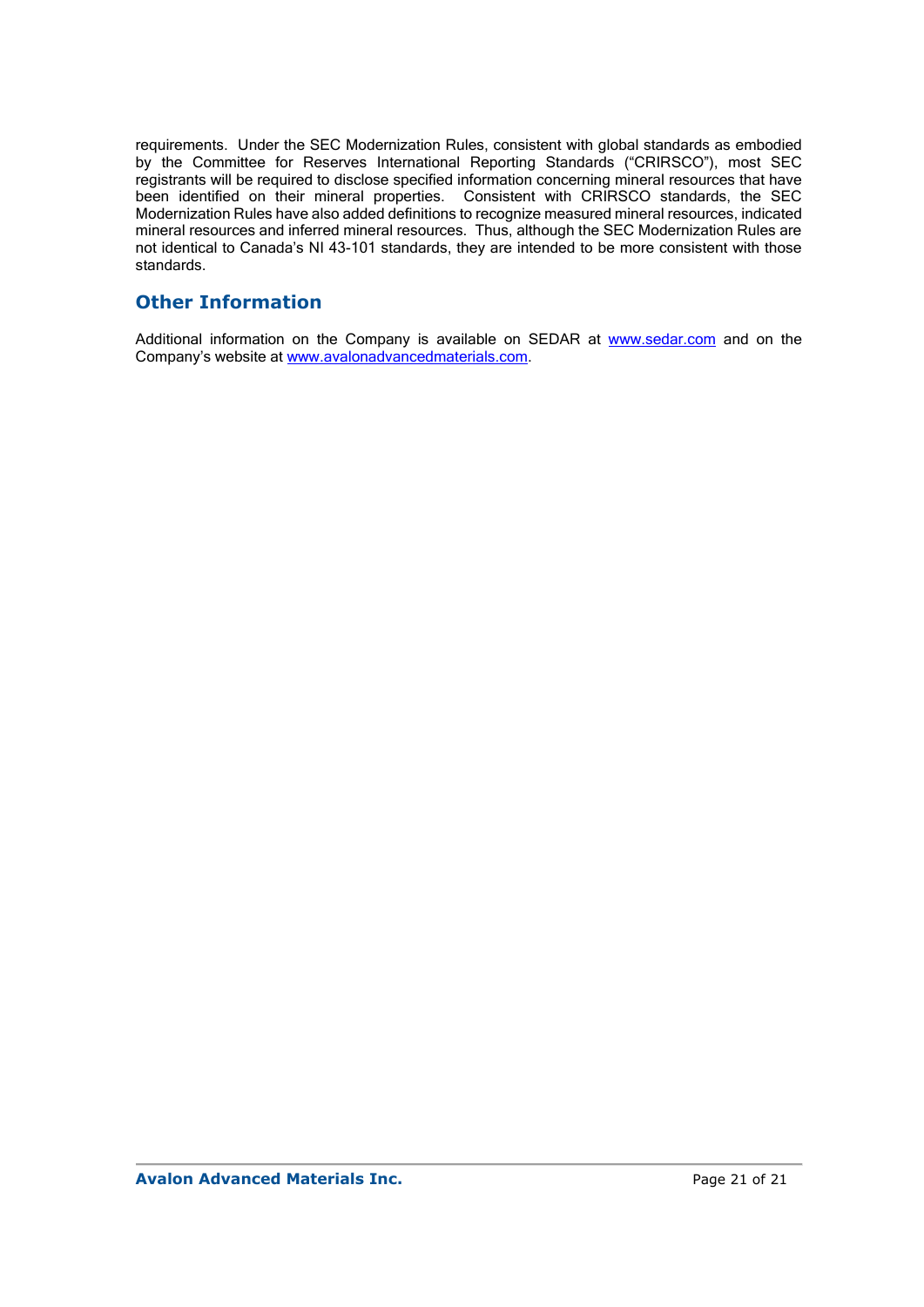requirements. Under the SEC Modernization Rules, consistent with global standards as embodied by the Committee for Reserves International Reporting Standards ("CRIRSCO"), most SEC registrants will be required to disclose specified information concerning mineral resources that have been identified on their mineral properties. Consistent with CRIRSCO standards, the SEC Modernization Rules have also added definitions to recognize measured mineral resources, indicated mineral resources and inferred mineral resources. Thus, although the SEC Modernization Rules are not identical to Canada's NI 43-101 standards, they are intended to be more consistent with those standards.

## Other Information

Additional information on the Company is available on SEDAR at www.sedar.com and on the Company's website at www.avalonadvancedmaterials.com.